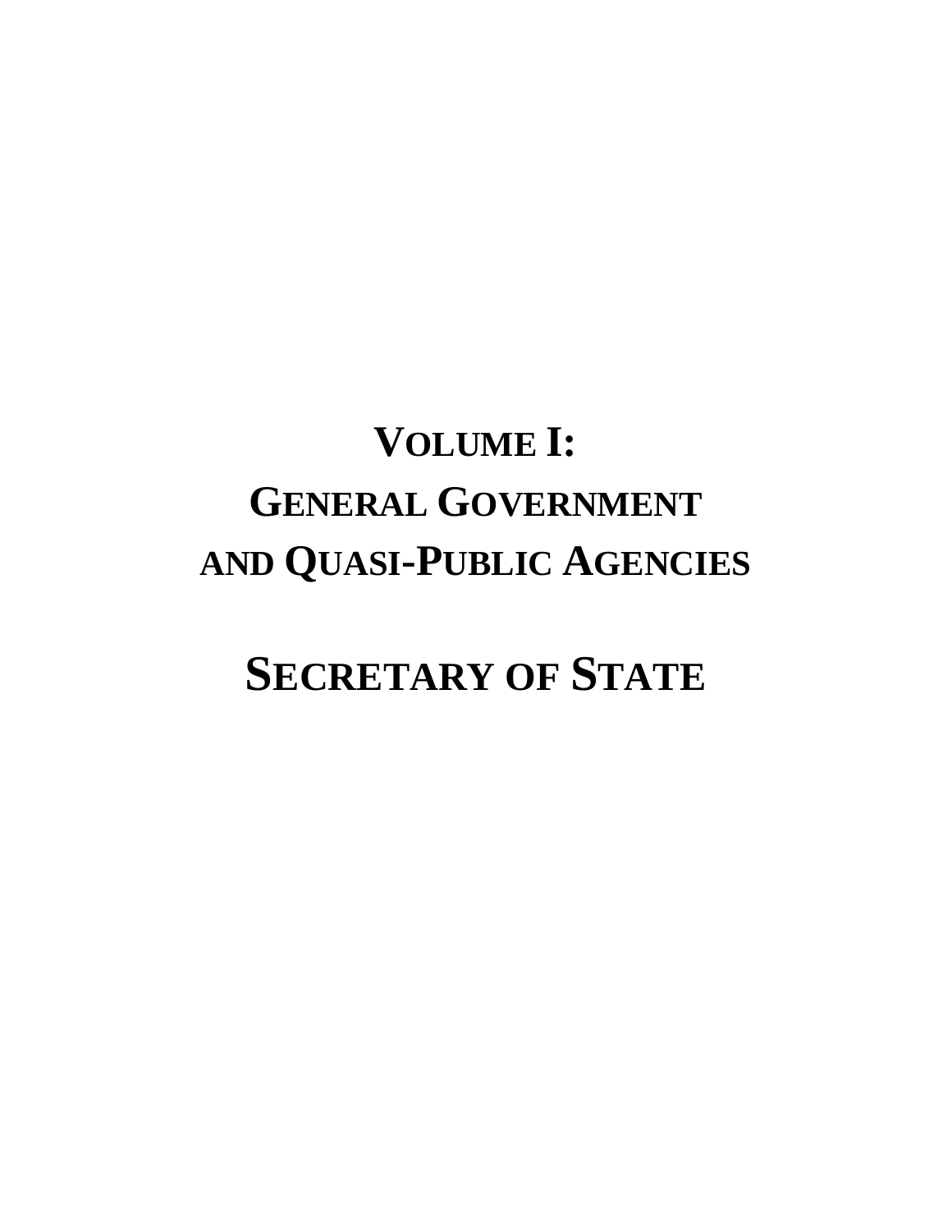# VOLUME I:

# GENERAL GOVERNMENT AND QUASI-PUBLIC AGENCIES

# SECRETARY OF STATE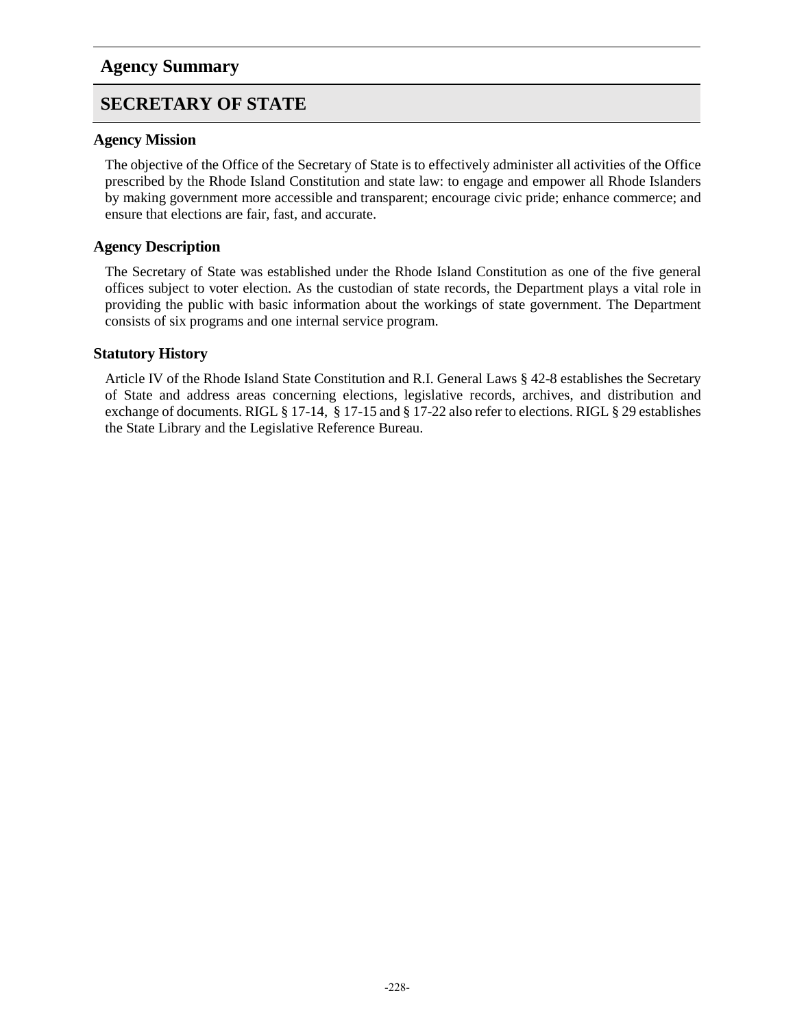## Agency Summary

# SECRETARY OF STATE

### Agency Mission

The objective of the Office of the Secretary of State is to effectively administer all activities of the Office prescribed by the Rhode Island Constitution and state law: to engage and empower all Rhode Islanders by making government more accessible and transparent; encourage civic pride; enhance commerce; and ensure that elections are fair, fast, and accurate.

### Agency Description

The Secretary of State was established under the Rhode Island Constitution as one of the five general offices subject to voter election. As the custodian of state records, the Department plays a vital role in providing the public with basic information about the workings of state government. The Department consists of six programs and one internal service program.

### Statutory History

Article IV of the Rhode Island State Constitution and R.I. General Laws § 42-8 establishes the Secretary of State and address areas concerning elections, legislative records, archives, and distribution and exchange of documents. RIGL § 17-14, § 17-15 and § 17-22 also refer to elections. RIGL § 29 establishes the State Library and the Legislative Reference Bureau.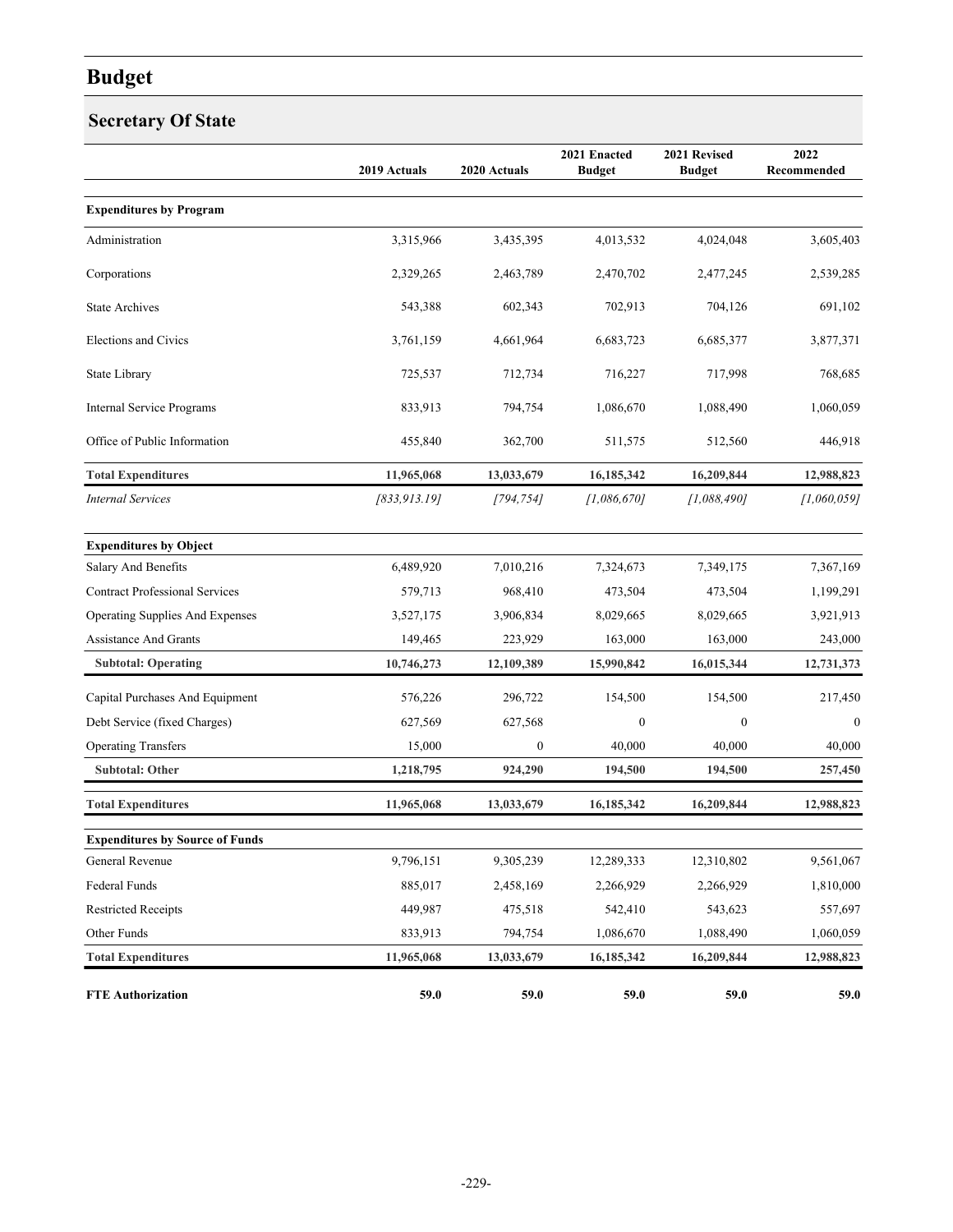# Budget

## Secretary Of State

| | 2019 Actuals | 2020 Actuals | 2021 Enacted Budget | 2021 Revised Budget | 2022 Recommended |
|---|---|---|---|---|---|
| **Expenditures by Program** | | | | | |
| Administration | 3,315,966 | 3,435,395 | 4,013,532 | 4,024,048 | 3,605,403 |
| Corporations | 2,329,265 | 2,463,789 | 2,470,702 | 2,477,245 | 2,539,285 |
| State Archives | 543,388 | 602,343 | 702,913 | 704,126 | 691,102 |
| Elections and Civics | 3,761,159 | 4,661,964 | 6,683,723 | 6,685,377 | 3,877,371 |
| State Library | 725,537 | 712,734 | 716,227 | 717,998 | 768,685 |
| Internal Service Programs | 833,913 | 794,754 | 1,086,670 | 1,088,490 | 1,060,059 |
| Office of Public Information | 455,840 | 362,700 | 511,575 | 512,560 | 446,918 |
| **Total Expenditures** | **11,965,068** | **13,033,679** | **16,185,342** | **16,209,844** | **12,988,823** |
| *Internal Services* | *[833,913.19]* | *[794,754]* | *[1,086,670]* | *[1,088,490]* | *[1,060,059]* |
| **Expenditures by Object** | | | | | |
| Salary And Benefits | 6,489,920 | 7,010,216 | 7,324,673 | 7,349,175 | 7,367,169 |
| Contract Professional Services | 579,713 | 968,410 | 473,504 | 473,504 | 1,199,291 |
| Operating Supplies And Expenses | 3,527,175 | 3,906,834 | 8,029,665 | 8,029,665 | 3,921,913 |
| Assistance And Grants | 149,465 | 223,929 | 163,000 | 163,000 | 243,000 |
| **Subtotal: Operating** | **10,746,273** | **12,109,389** | **15,990,842** | **16,015,344** | **12,731,373** |
| Capital Purchases And Equipment | 576,226 | 296,722 | 154,500 | 154,500 | 217,450 |
| Debt Service (fixed Charges) | 627,569 | 627,568 | 0 | 0 | 0 |
| Operating Transfers | 15,000 | 0 | 40,000 | 40,000 | 40,000 |
| **Subtotal: Other** | **1,218,795** | **924,290** | **194,500** | **194,500** | **257,450** |
| **Total Expenditures** | **11,965,068** | **13,033,679** | **16,185,342** | **16,209,844** | **12,988,823** |
| **Expenditures by Source of Funds** | | | | | |
| General Revenue | 9,796,151 | 9,305,239 | 12,289,333 | 12,310,802 | 9,561,067 |
| Federal Funds | 885,017 | 2,458,169 | 2,266,929 | 2,266,929 | 1,810,000 |
| Restricted Receipts | 449,987 | 475,518 | 542,410 | 543,623 | 557,697 |
| Other Funds | 833,913 | 794,754 | 1,086,670 | 1,088,490 | 1,060,059 |
| **Total Expenditures** | **11,965,068** | **13,033,679** | **16,185,342** | **16,209,844** | **12,988,823** |
| **FTE Authorization** | **59.0** | **59.0** | **59.0** | **59.0** | **59.0** |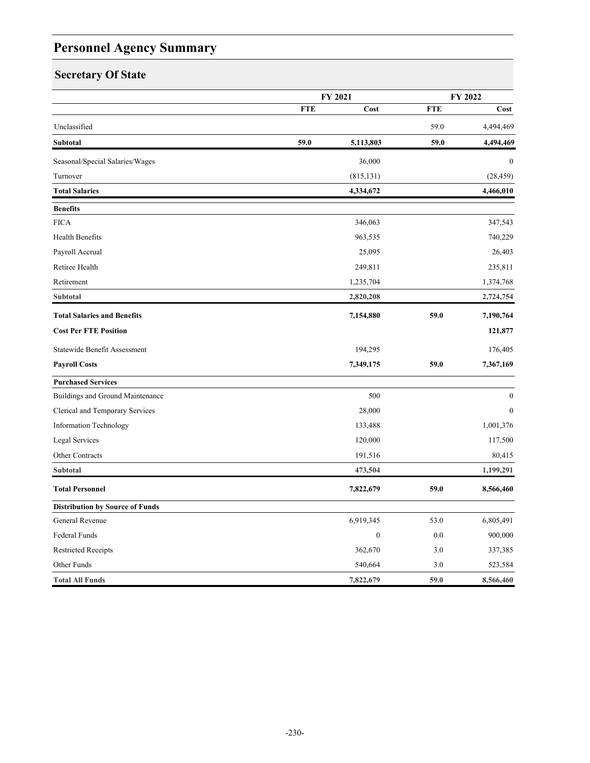# Personnel Agency Summary

## Secretary Of State

| | FY 2021 | | FY 2022 | |
|---|---|---|---|---|
| | **FTE** | **Cost** | **FTE** | **Cost** |
| Unclassified | | | 59.0 | 4,494,469 |
| **Subtotal** | **59.0** | **5,113,803** | **59.0** | **4,494,469** |
| Seasonal/Special Salaries/Wages | | 36,000 | | 0 |
| Turnover | | (815,131) | | (28,459) |
| **Total Salaries** | | **4,334,672** | | **4,466,010** |
| **Benefits** | | | | |
| FICA | | 346,063 | | 347,543 |
| Health Benefits | | 963,535 | | 740,229 |
| Payroll Accrual | | 25,095 | | 26,403 |
| Retiree Health | | 249,811 | | 235,811 |
| Retirement | | 1,235,704 | | 1,374,768 |
| **Subtotal** | | **2,820,208** | | **2,724,754** |
| **Total Salaries and Benefits** | | **7,154,880** | **59.0** | **7,190,764** |
| **Cost Per FTE Position** | | | | **121,877** |
| Statewide Benefit Assessment | | 194,295 | | 176,405 |
| **Payroll Costs** | | **7,349,175** | **59.0** | **7,367,169** |
| **Purchased Services** | | | | |
| Buildings and Ground Maintenance | | 500 | | 0 |
| Clerical and Temporary Services | | 28,000 | | 0 |
| Information Technology | | 133,488 | | 1,001,376 |
| Legal Services | | 120,000 | | 117,500 |
| Other Contracts | | 191,516 | | 80,415 |
| **Subtotal** | | **473,504** | | **1,199,291** |
| **Total Personnel** | | **7,822,679** | **59.0** | **8,566,460** |
| **Distribution by Source of Funds** | | | | |
| General Revenue | | 6,919,345 | 53.0 | 6,805,491 |
| Federal Funds | | 0 | 0.0 | 900,000 |
| Restricted Receipts | | 362,670 | 3.0 | 337,385 |
| Other Funds | | 540,664 | 3.0 | 523,584 |
| **Total All Funds** | | **7,822,679** | **59.0** | **8,566,460** |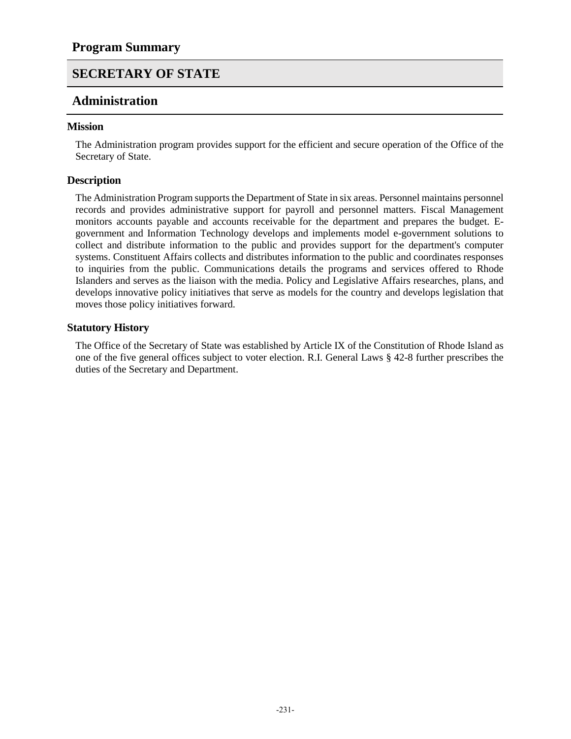# Program Summary

## SECRETARY OF STATE

## Administration

### Mission

The Administration program provides support for the efficient and secure operation of the Office of the Secretary of State.

### Description

The Administration Program supports the Department of State in six areas. Personnel maintains personnel records and provides administrative support for payroll and personnel matters. Fiscal Management monitors accounts payable and accounts receivable for the department and prepares the budget. E-government and Information Technology develops and implements model e-government solutions to collect and distribute information to the public and provides support for the department's computer systems. Constituent Affairs collects and distributes information to the public and coordinates responses to inquiries from the public. Communications details the programs and services offered to Rhode Islanders and serves as the liaison with the media. Policy and Legislative Affairs researches, plans, and develops innovative policy initiatives that serve as models for the country and develops legislation that moves those policy initiatives forward.

### Statutory History

The Office of the Secretary of State was established by Article IX of the Constitution of Rhode Island as one of the five general offices subject to voter election. R.I. General Laws § 42-8 further prescribes the duties of the Secretary and Department.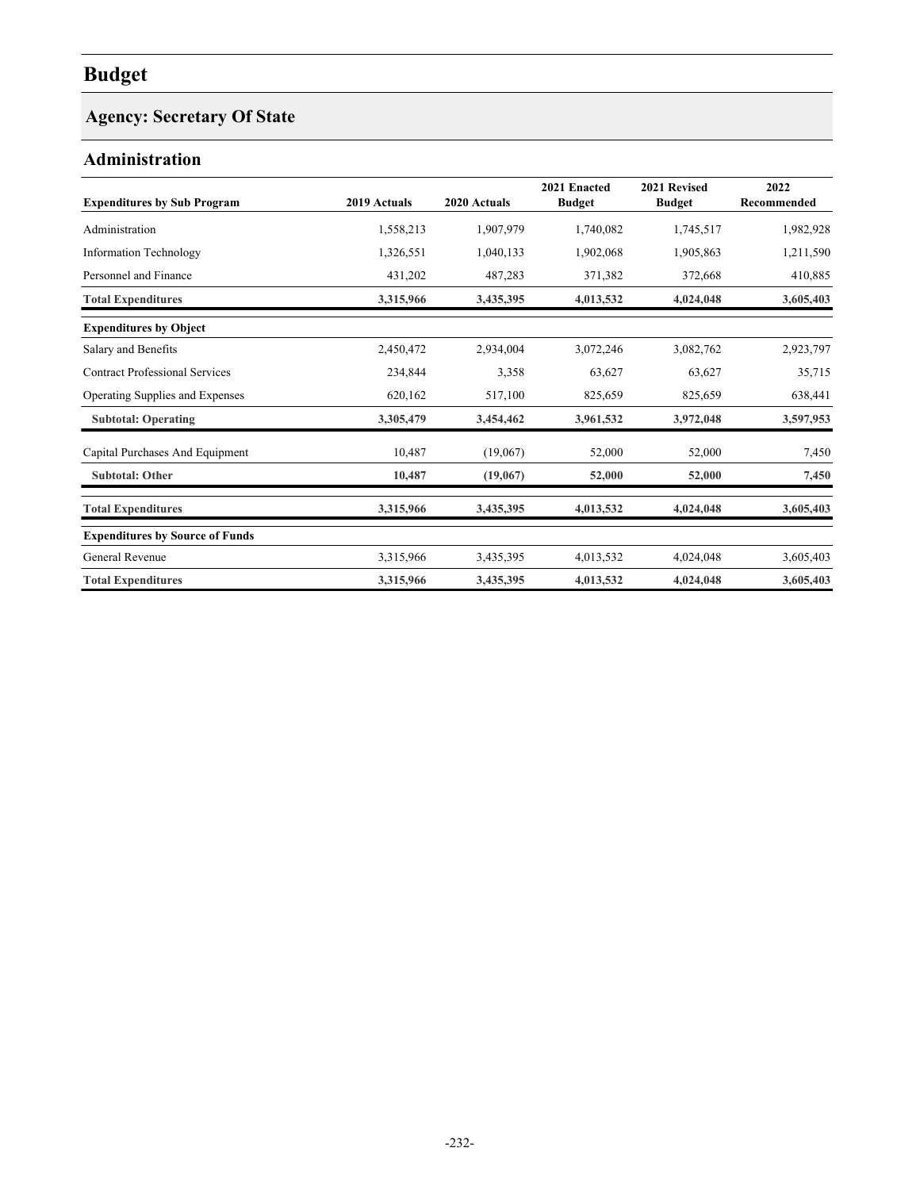# Budget

## Agency: Secretary Of State

### Administration

| Expenditures by Sub Program | 2019 Actuals | 2020 Actuals | 2021 Enacted Budget | 2021 Revised Budget | 2022 Recommended |
|---|---|---|---|---|---|
| Administration | 1,558,213 | 1,907,979 | 1,740,082 | 1,745,517 | 1,982,928 |
| Information Technology | 1,326,551 | 1,040,133 | 1,902,068 | 1,905,863 | 1,211,590 |
| Personnel and Finance | 431,202 | 487,283 | 371,382 | 372,668 | 410,885 |
| **Total Expenditures** | **3,315,966** | **3,435,395** | **4,013,532** | **4,024,048** | **3,605,403** |
| **Expenditures by Object** | | | | | |
| Salary and Benefits | 2,450,472 | 2,934,004 | 3,072,246 | 3,082,762 | 2,923,797 |
| Contract Professional Services | 234,844 | 3,358 | 63,627 | 63,627 | 35,715 |
| Operating Supplies and Expenses | 620,162 | 517,100 | 825,659 | 825,659 | 638,441 |
| **Subtotal: Operating** | **3,305,479** | **3,454,462** | **3,961,532** | **3,972,048** | **3,597,953** |
| Capital Purchases And Equipment | 10,487 | (19,067) | 52,000 | 52,000 | 7,450 |
| **Subtotal: Other** | **10,487** | **(19,067)** | **52,000** | **52,000** | **7,450** |
| **Total Expenditures** | **3,315,966** | **3,435,395** | **4,013,532** | **4,024,048** | **3,605,403** |
| **Expenditures by Source of Funds** | | | | | |
| General Revenue | 3,315,966 | 3,435,395 | 4,013,532 | 4,024,048 | 3,605,403 |
| **Total Expenditures** | **3,315,966** | **3,435,395** | **4,013,532** | **4,024,048** | **3,605,403** |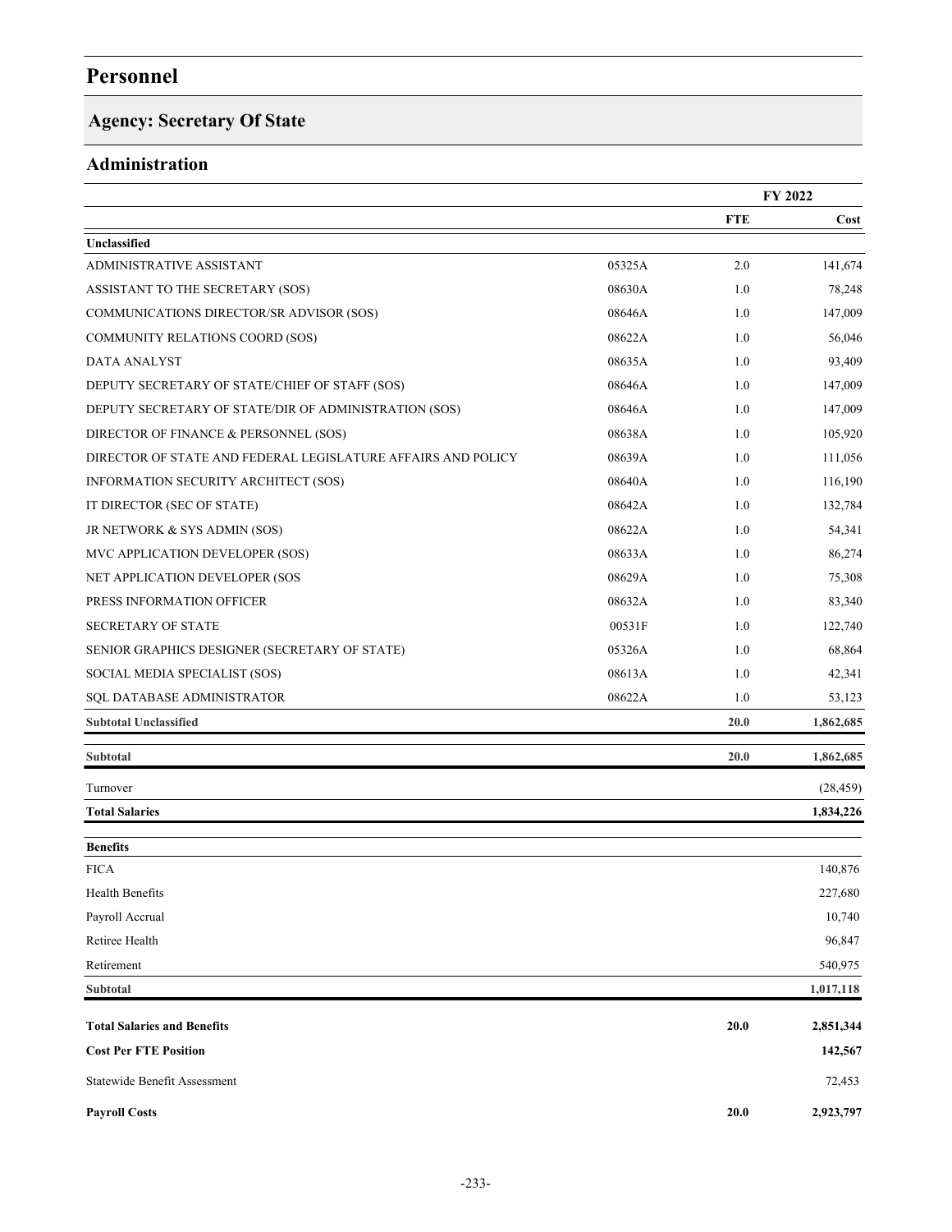# Personnel

## Agency: Secretary Of State

### Administration

| | | FY 2022 | |
|---|---|---|---|
| | | FTE | Cost |
| **Unclassified** | | | |
| ADMINISTRATIVE ASSISTANT | 05325A | 2.0 | 141,674 |
| ASSISTANT TO THE SECRETARY (SOS) | 08630A | 1.0 | 78,248 |
| COMMUNICATIONS DIRECTOR/SR ADVISOR (SOS) | 08646A | 1.0 | 147,009 |
| COMMUNITY RELATIONS COORD (SOS) | 08622A | 1.0 | 56,046 |
| DATA ANALYST | 08635A | 1.0 | 93,409 |
| DEPUTY SECRETARY OF STATE/CHIEF OF STAFF (SOS) | 08646A | 1.0 | 147,009 |
| DEPUTY SECRETARY OF STATE/DIR OF ADMINISTRATION (SOS) | 08646A | 1.0 | 147,009 |
| DIRECTOR OF FINANCE & PERSONNEL (SOS) | 08638A | 1.0 | 105,920 |
| DIRECTOR OF STATE AND FEDERAL LEGISLATURE AFFAIRS AND POLICY | 08639A | 1.0 | 111,056 |
| INFORMATION SECURITY ARCHITECT (SOS) | 08640A | 1.0 | 116,190 |
| IT DIRECTOR (SEC OF STATE) | 08642A | 1.0 | 132,784 |
| JR NETWORK & SYS ADMIN (SOS) | 08622A | 1.0 | 54,341 |
| MVC APPLICATION DEVELOPER (SOS) | 08633A | 1.0 | 86,274 |
| NET APPLICATION DEVELOPER (SOS | 08629A | 1.0 | 75,308 |
| PRESS INFORMATION OFFICER | 08632A | 1.0 | 83,340 |
| SECRETARY OF STATE | 00531F | 1.0 | 122,740 |
| SENIOR GRAPHICS DESIGNER (SECRETARY OF STATE) | 05326A | 1.0 | 68,864 |
| SOCIAL MEDIA SPECIALIST (SOS) | 08613A | 1.0 | 42,341 |
| SQL DATABASE ADMINISTRATOR | 08622A | 1.0 | 53,123 |
| **Subtotal Unclassified** | | **20.0** | **1,862,685** |
| **Subtotal** | | **20.0** | **1,862,685** |
| Turnover | | | (28,459) |
| **Total Salaries** | | | **1,834,226** |
| **Benefits** | | | |
| FICA | | | 140,876 |
| Health Benefits | | | 227,680 |
| Payroll Accrual | | | 10,740 |
| Retiree Health | | | 96,847 |
| Retirement | | | 540,975 |
| **Subtotal** | | | **1,017,118** |
| **Total Salaries and Benefits** | | **20.0** | **2,851,344** |
| **Cost Per FTE Position** | | | **142,567** |
| Statewide Benefit Assessment | | | 72,453 |
| **Payroll Costs** | | **20.0** | **2,923,797** |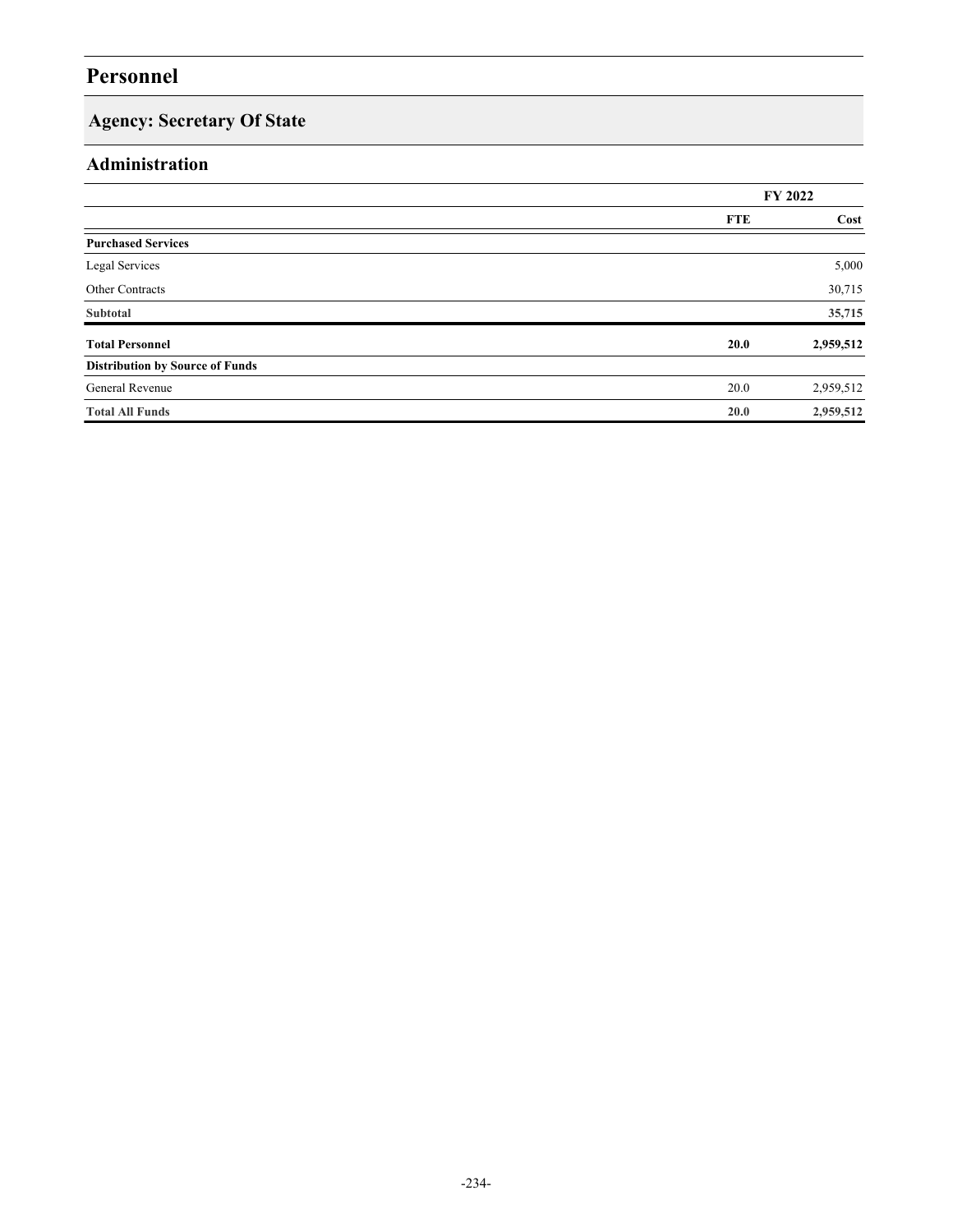# Personnel

## Agency: Secretary Of State

### Administration

| | FY 2022 | |
|---|---|---|
| | **FTE** | **Cost** |
| **Purchased Services** | | |
| Legal Services | | 5,000 |
| Other Contracts | | 30,715 |
| **Subtotal** | | **35,715** |
| **Total Personnel** | **20.0** | **2,959,512** |
| **Distribution by Source of Funds** | | |
| General Revenue | 20.0 | 2,959,512 |
| **Total All Funds** | **20.0** | **2,959,512** |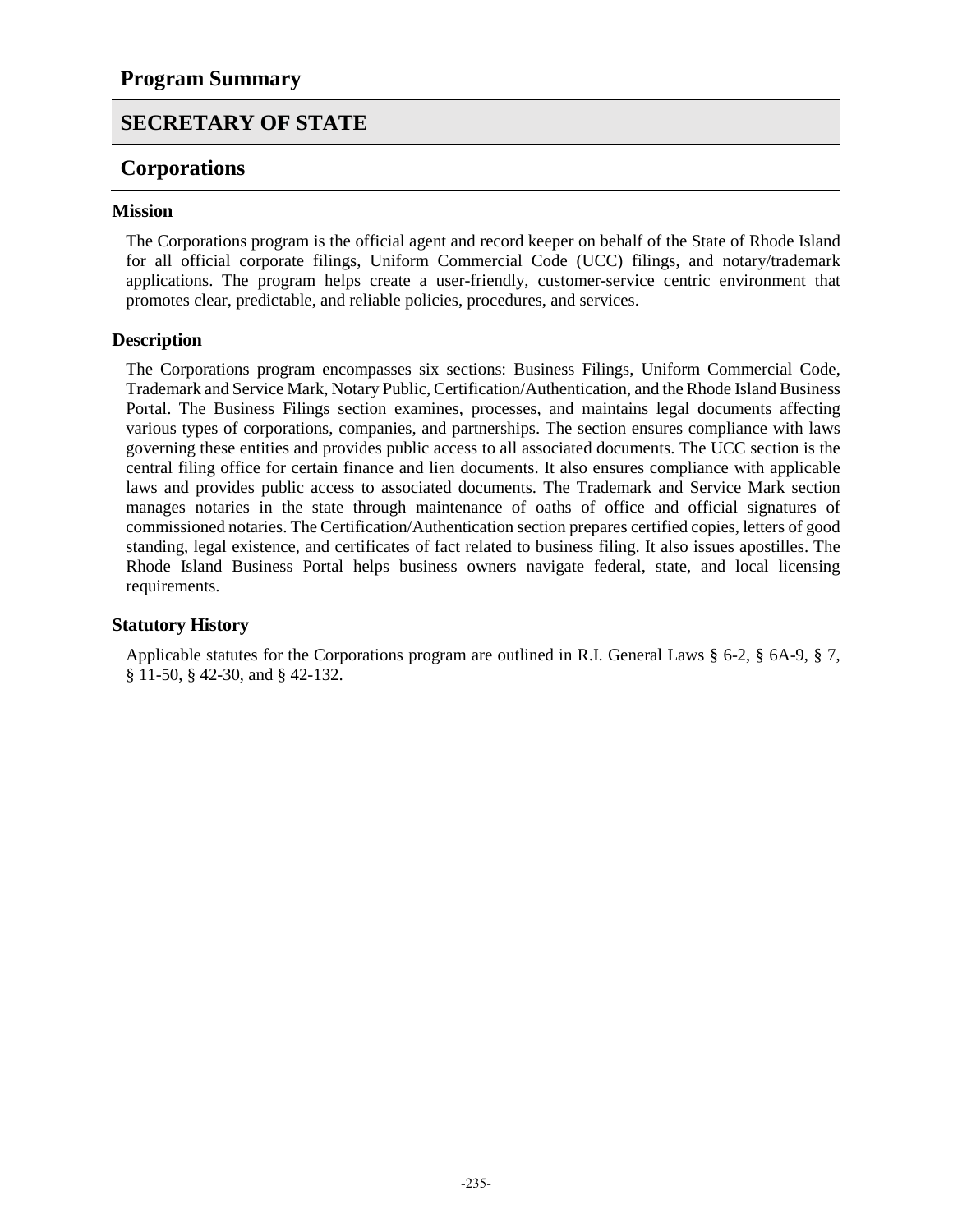## Program Summary

## SECRETARY OF STATE

## Corporations

### Mission

The Corporations program is the official agent and record keeper on behalf of the State of Rhode Island for all official corporate filings, Uniform Commercial Code (UCC) filings, and notary/trademark applications. The program helps create a user-friendly, customer-service centric environment that promotes clear, predictable, and reliable policies, procedures, and services.

### Description

The Corporations program encompasses six sections: Business Filings, Uniform Commercial Code, Trademark and Service Mark, Notary Public, Certification/Authentication, and the Rhode Island Business Portal. The Business Filings section examines, processes, and maintains legal documents affecting various types of corporations, companies, and partnerships. The section ensures compliance with laws governing these entities and provides public access to all associated documents. The UCC section is the central filing office for certain finance and lien documents. It also ensures compliance with applicable laws and provides public access to associated documents. The Trademark and Service Mark section manages notaries in the state through maintenance of oaths of office and official signatures of commissioned notaries. The Certification/Authentication section prepares certified copies, letters of good standing, legal existence, and certificates of fact related to business filing. It also issues apostilles. The Rhode Island Business Portal helps business owners navigate federal, state, and local licensing requirements.

### Statutory History

Applicable statutes for the Corporations program are outlined in R.I. General Laws § 6-2, § 6A-9, § 7, § 11-50, § 42-30, and § 42-132.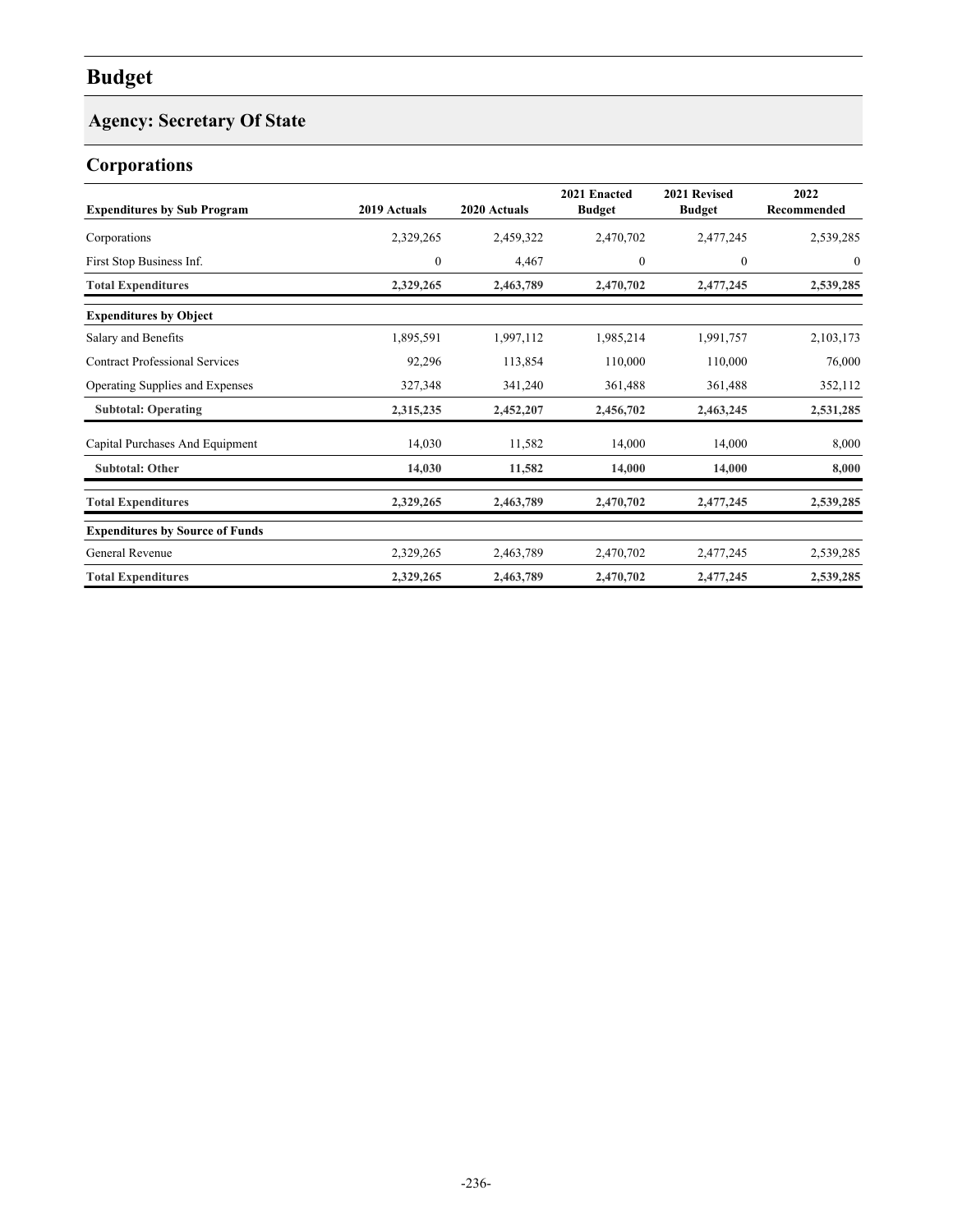# Budget

## Agency: Secretary Of State

## Corporations

| Expenditures by Sub Program | 2019 Actuals | 2020 Actuals | 2021 Enacted Budget | 2021 Revised Budget | 2022 Recommended |
|---|---|---|---|---|---|
| Corporations | 2,329,265 | 2,459,322 | 2,470,702 | 2,477,245 | 2,539,285 |
| First Stop Business Inf. | 0 | 4,467 | 0 | 0 | 0 |
| **Total Expenditures** | **2,329,265** | **2,463,789** | **2,470,702** | **2,477,245** | **2,539,285** |
| **Expenditures by Object** | | | | | |
| Salary and Benefits | 1,895,591 | 1,997,112 | 1,985,214 | 1,991,757 | 2,103,173 |
| Contract Professional Services | 92,296 | 113,854 | 110,000 | 110,000 | 76,000 |
| Operating Supplies and Expenses | 327,348 | 341,240 | 361,488 | 361,488 | 352,112 |
| **Subtotal: Operating** | **2,315,235** | **2,452,207** | **2,456,702** | **2,463,245** | **2,531,285** |
| Capital Purchases And Equipment | 14,030 | 11,582 | 14,000 | 14,000 | 8,000 |
| **Subtotal: Other** | **14,030** | **11,582** | **14,000** | **14,000** | **8,000** |
| **Total Expenditures** | **2,329,265** | **2,463,789** | **2,470,702** | **2,477,245** | **2,539,285** |
| **Expenditures by Source of Funds** | | | | | |
| General Revenue | 2,329,265 | 2,463,789 | 2,470,702 | 2,477,245 | 2,539,285 |
| **Total Expenditures** | **2,329,265** | **2,463,789** | **2,470,702** | **2,477,245** | **2,539,285** |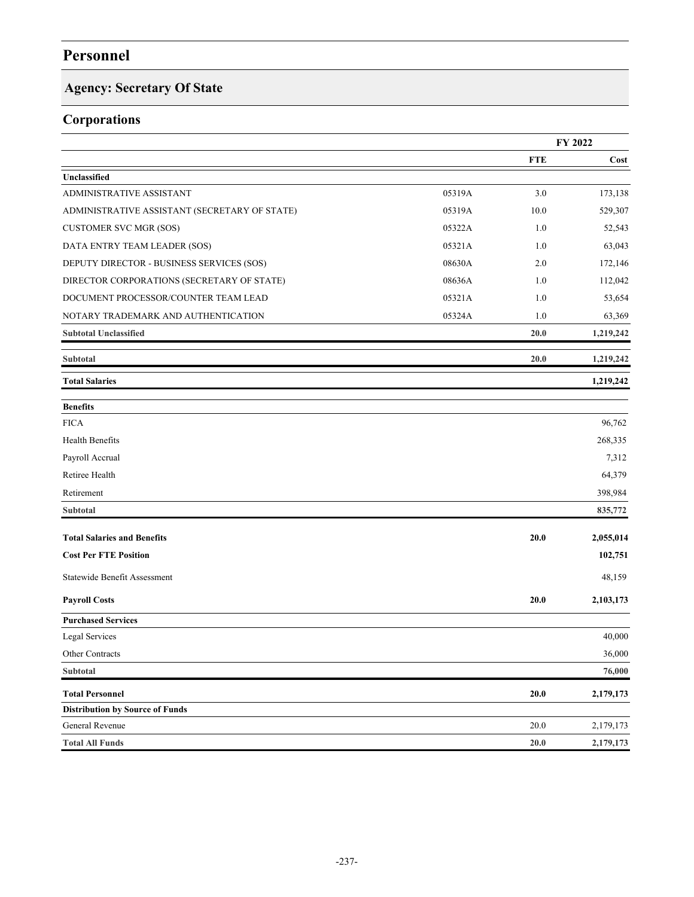# Personnel

## Agency: Secretary Of State

## Corporations

| | | FY 2022 | |
|---|---|---|---|
| | | **FTE** | **Cost** |
| **Unclassified** | | | |
| ADMINISTRATIVE ASSISTANT | 05319A | 3.0 | 173,138 |
| ADMINISTRATIVE ASSISTANT (SECRETARY OF STATE) | 05319A | 10.0 | 529,307 |
| CUSTOMER SVC MGR (SOS) | 05322A | 1.0 | 52,543 |
| DATA ENTRY TEAM LEADER (SOS) | 05321A | 1.0 | 63,043 |
| DEPUTY DIRECTOR - BUSINESS SERVICES (SOS) | 08630A | 2.0 | 172,146 |
| DIRECTOR CORPORATIONS (SECRETARY OF STATE) | 08636A | 1.0 | 112,042 |
| DOCUMENT PROCESSOR/COUNTER TEAM LEAD | 05321A | 1.0 | 53,654 |
| NOTARY TRADEMARK AND AUTHENTICATION | 05324A | 1.0 | 63,369 |
| **Subtotal Unclassified** | | **20.0** | **1,219,242** |
| **Subtotal** | | **20.0** | **1,219,242** |
| **Total Salaries** | | | **1,219,242** |
| **Benefits** | | | |
| FICA | | | 96,762 |
| Health Benefits | | | 268,335 |
| Payroll Accrual | | | 7,312 |
| Retiree Health | | | 64,379 |
| Retirement | | | 398,984 |
| **Subtotal** | | | **835,772** |
| **Total Salaries and Benefits** | | **20.0** | **2,055,014** |
| **Cost Per FTE Position** | | | **102,751** |
| Statewide Benefit Assessment | | | 48,159 |
| **Payroll Costs** | | **20.0** | **2,103,173** |
| **Purchased Services** | | | |
| Legal Services | | | 40,000 |
| Other Contracts | | | 36,000 |
| **Subtotal** | | | **76,000** |
| **Total Personnel** | | **20.0** | **2,179,173** |
| **Distribution by Source of Funds** | | | |
| General Revenue | | 20.0 | 2,179,173 |
| **Total All Funds** | | **20.0** | **2,179,173** |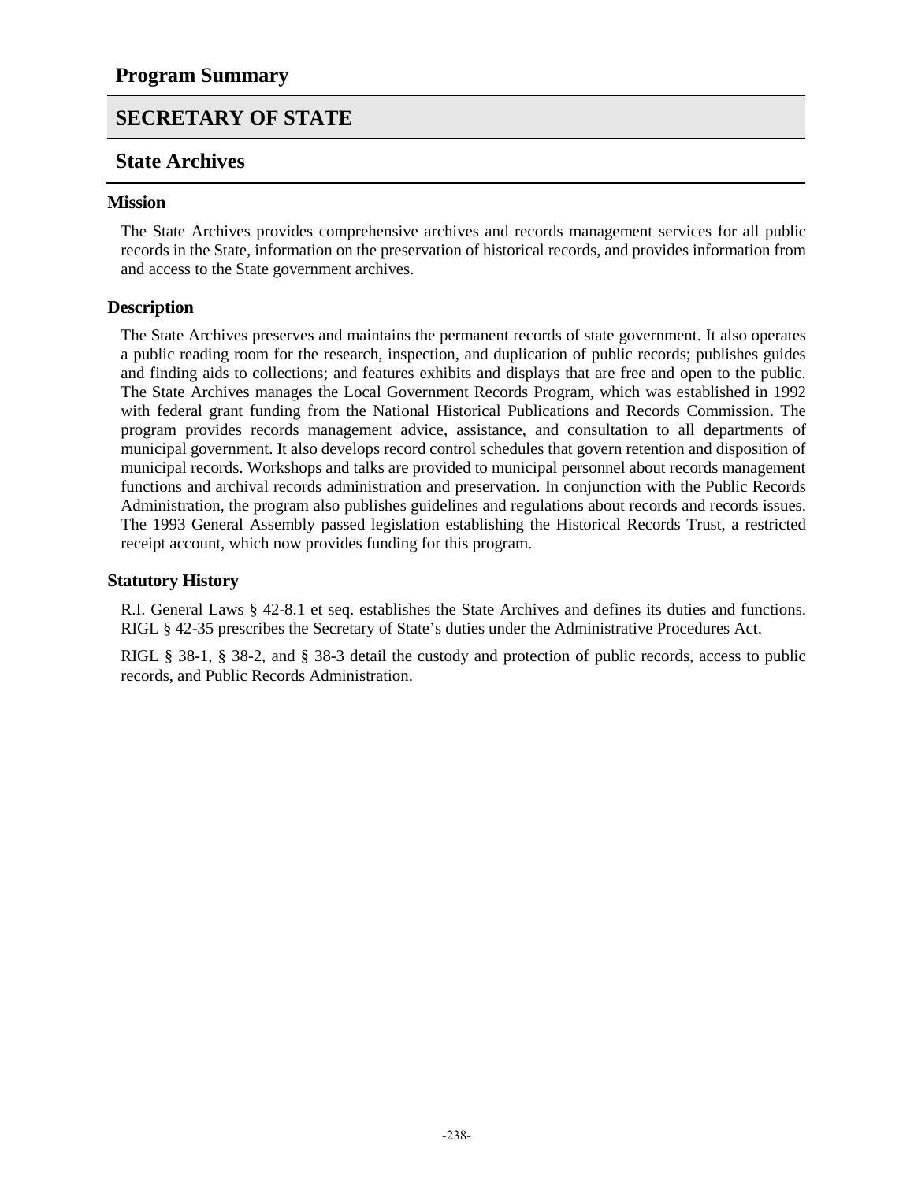## Program Summary

# SECRETARY OF STATE

## State Archives

### Mission

The State Archives provides comprehensive archives and records management services for all public records in the State, information on the preservation of historical records, and provides information from and access to the State government archives.

### Description

The State Archives preserves and maintains the permanent records of state government. It also operates a public reading room for the research, inspection, and duplication of public records; publishes guides and finding aids to collections; and features exhibits and displays that are free and open to the public. The State Archives manages the Local Government Records Program, which was established in 1992 with federal grant funding from the National Historical Publications and Records Commission. The program provides records management advice, assistance, and consultation to all departments of municipal government. It also develops record control schedules that govern retention and disposition of municipal records. Workshops and talks are provided to municipal personnel about records management functions and archival records administration and preservation. In conjunction with the Public Records Administration, the program also publishes guidelines and regulations about records and records issues. The 1993 General Assembly passed legislation establishing the Historical Records Trust, a restricted receipt account, which now provides funding for this program.

### Statutory History

R.I. General Laws § 42-8.1 et seq. establishes the State Archives and defines its duties and functions. RIGL § 42-35 prescribes the Secretary of State's duties under the Administrative Procedures Act.

RIGL § 38-1, § 38-2, and § 38-3 detail the custody and protection of public records, access to public records, and Public Records Administration.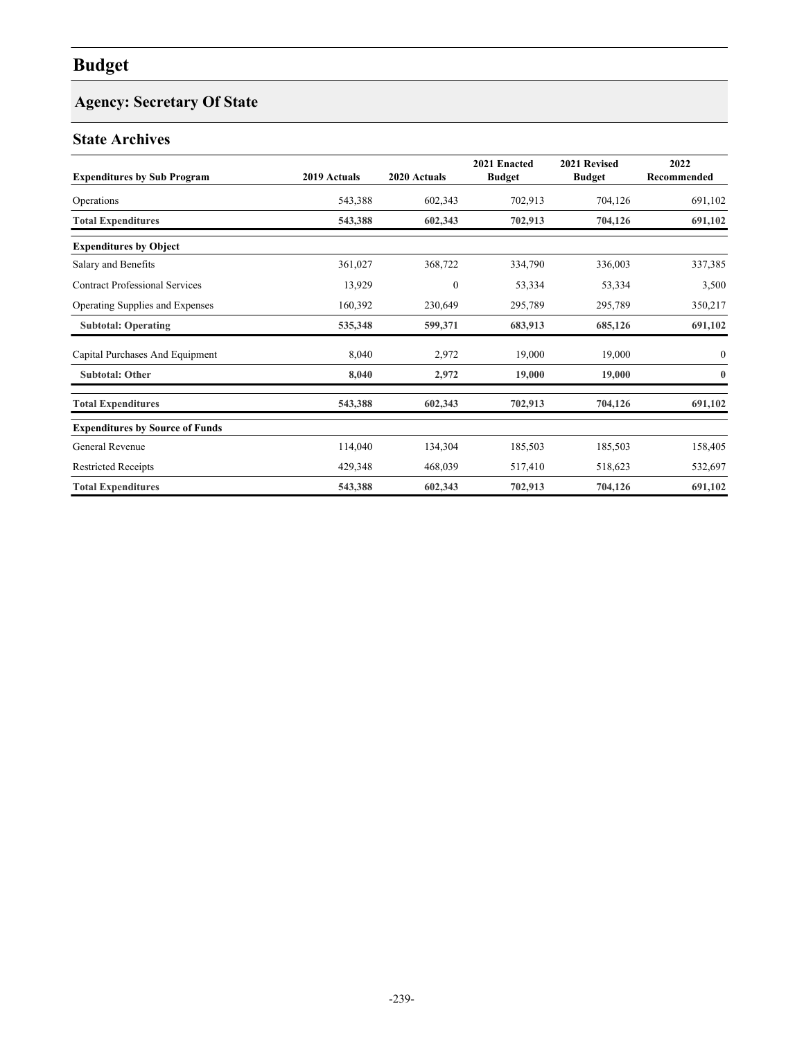# Budget

## Agency: Secretary Of State

### State Archives

| Expenditures by Sub Program | 2019 Actuals | 2020 Actuals | 2021 Enacted Budget | 2021 Revised Budget | 2022 Recommended |
|---|---|---|---|---|---|
| Operations | 543,388 | 602,343 | 702,913 | 704,126 | 691,102 |
| **Total Expenditures** | **543,388** | **602,343** | **702,913** | **704,126** | **691,102** |
| **Expenditures by Object** | | | | | |
| Salary and Benefits | 361,027 | 368,722 | 334,790 | 336,003 | 337,385 |
| Contract Professional Services | 13,929 | 0 | 53,334 | 53,334 | 3,500 |
| Operating Supplies and Expenses | 160,392 | 230,649 | 295,789 | 295,789 | 350,217 |
| **Subtotal: Operating** | **535,348** | **599,371** | **683,913** | **685,126** | **691,102** |
| Capital Purchases And Equipment | 8,040 | 2,972 | 19,000 | 19,000 | 0 |
| **Subtotal: Other** | **8,040** | **2,972** | **19,000** | **19,000** | **0** |
| **Total Expenditures** | **543,388** | **602,343** | **702,913** | **704,126** | **691,102** |
| **Expenditures by Source of Funds** | | | | | |
| General Revenue | 114,040 | 134,304 | 185,503 | 185,503 | 158,405 |
| Restricted Receipts | 429,348 | 468,039 | 517,410 | 518,623 | 532,697 |
| **Total Expenditures** | **543,388** | **602,343** | **702,913** | **704,126** | **691,102** |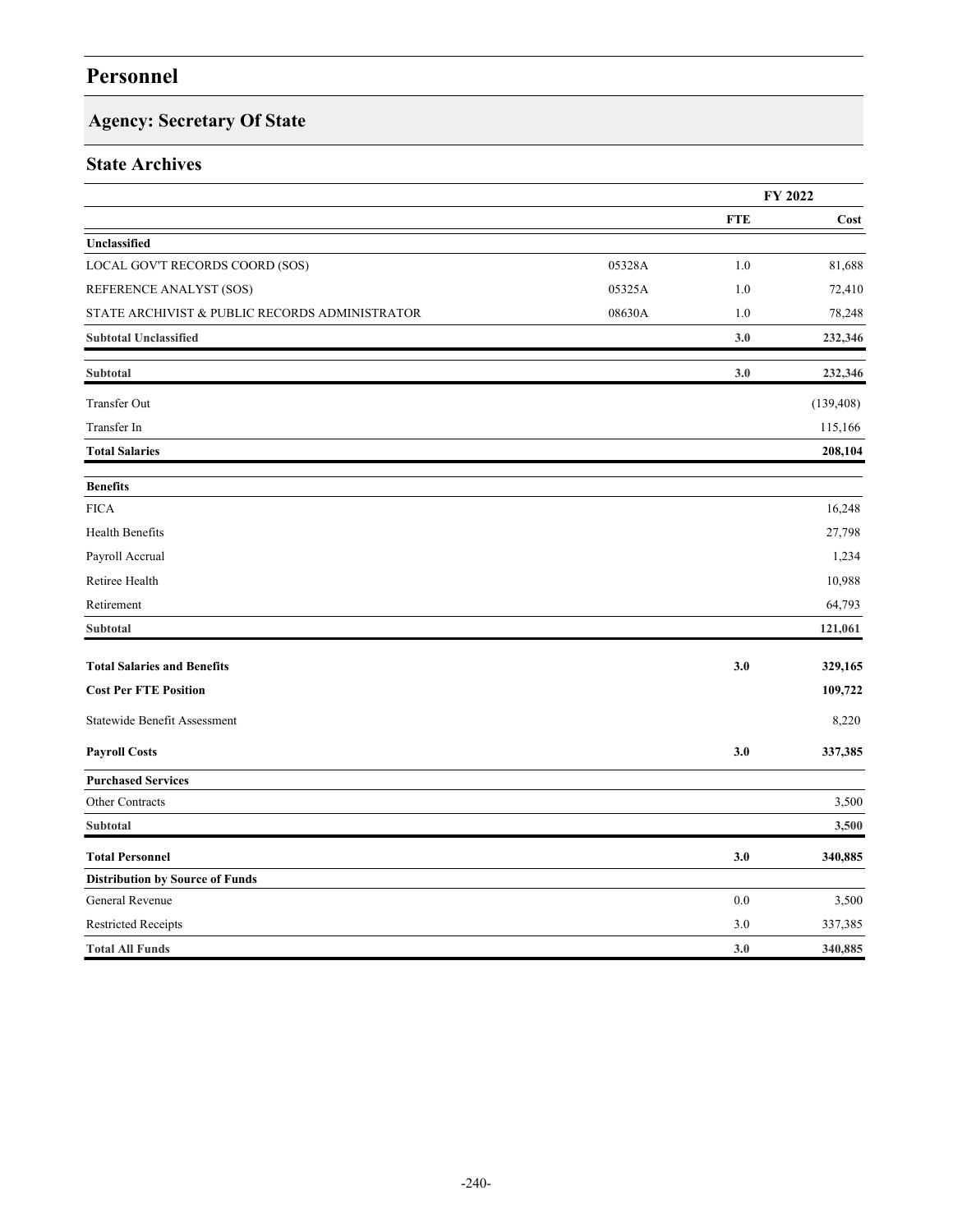# Personnel

## Agency: Secretary Of State

### State Archives

| | | FY 2022 | |
|---|---|---|---|
| | | **FTE** | **Cost** |
| **Unclassified** | | | |
| LOCAL GOV'T RECORDS COORD (SOS) | 05328A | 1.0 | 81,688 |
| REFERENCE ANALYST (SOS) | 05325A | 1.0 | 72,410 |
| STATE ARCHIVIST & PUBLIC RECORDS ADMINISTRATOR | 08630A | 1.0 | 78,248 |
| **Subtotal Unclassified** | | **3.0** | **232,346** |
| **Subtotal** | | **3.0** | **232,346** |
| Transfer Out | | | (139,408) |
| Transfer In | | | 115,166 |
| **Total Salaries** | | | **208,104** |
| **Benefits** | | | |
| FICA | | | 16,248 |
| Health Benefits | | | 27,798 |
| Payroll Accrual | | | 1,234 |
| Retiree Health | | | 10,988 |
| Retirement | | | 64,793 |
| **Subtotal** | | | **121,061** |
| **Total Salaries and Benefits** | | **3.0** | **329,165** |
| **Cost Per FTE Position** | | | **109,722** |
| Statewide Benefit Assessment | | | 8,220 |
| **Payroll Costs** | | **3.0** | **337,385** |
| **Purchased Services** | | | |
| Other Contracts | | | 3,500 |
| **Subtotal** | | | **3,500** |
| **Total Personnel** | | **3.0** | **340,885** |
| **Distribution by Source of Funds** | | | |
| General Revenue | | 0.0 | 3,500 |
| Restricted Receipts | | 3.0 | 337,385 |
| **Total All Funds** | | **3.0** | **340,885** |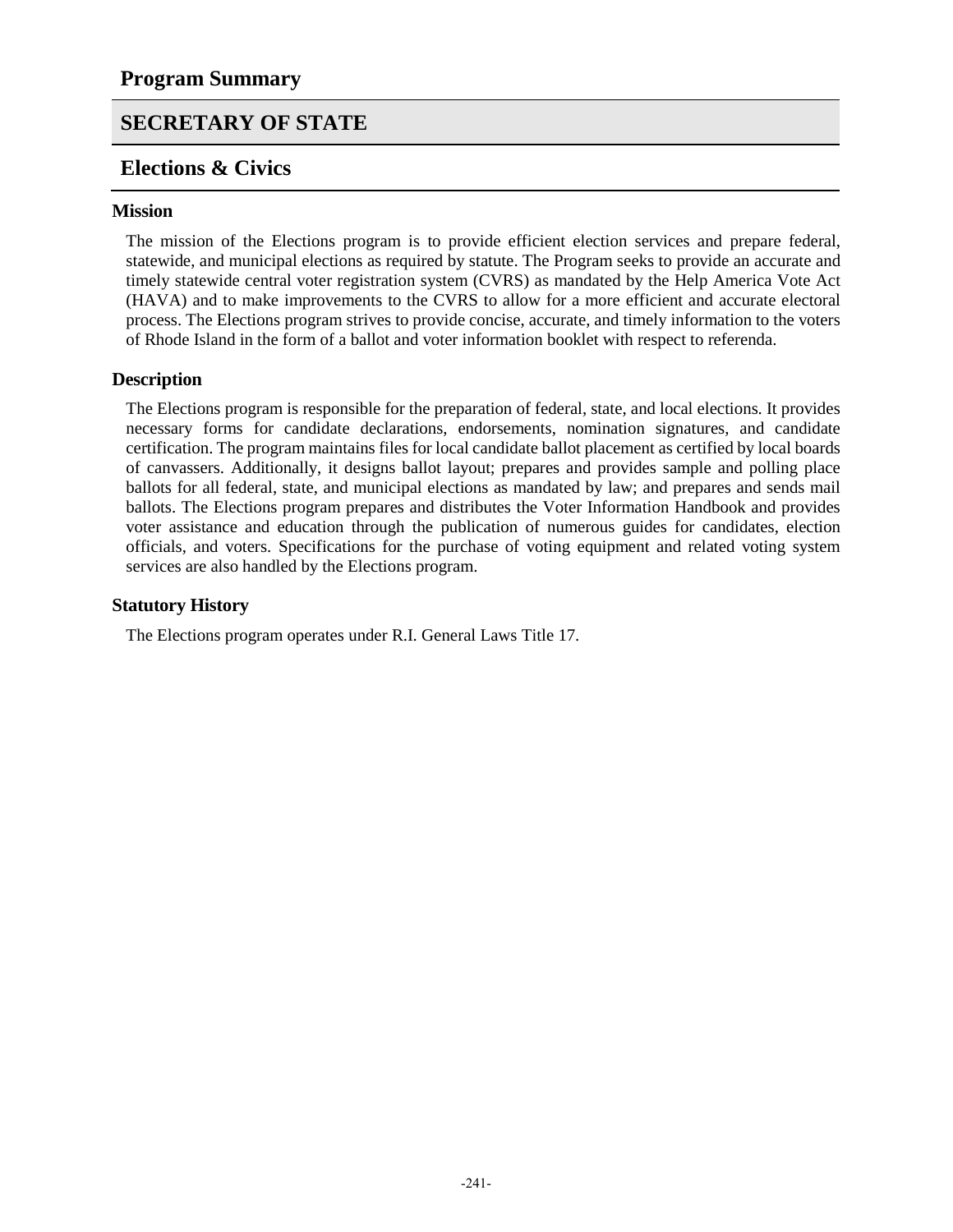## Program Summary

# SECRETARY OF STATE

## Elections & Civics

### Mission

The mission of the Elections program is to provide efficient election services and prepare federal, statewide, and municipal elections as required by statute. The Program seeks to provide an accurate and timely statewide central voter registration system (CVRS) as mandated by the Help America Vote Act (HAVA) and to make improvements to the CVRS to allow for a more efficient and accurate electoral process. The Elections program strives to provide concise, accurate, and timely information to the voters of Rhode Island in the form of a ballot and voter information booklet with respect to referenda.

### Description

The Elections program is responsible for the preparation of federal, state, and local elections. It provides necessary forms for candidate declarations, endorsements, nomination signatures, and candidate certification. The program maintains files for local candidate ballot placement as certified by local boards of canvassers. Additionally, it designs ballot layout; prepares and provides sample and polling place ballots for all federal, state, and municipal elections as mandated by law; and prepares and sends mail ballots. The Elections program prepares and distributes the Voter Information Handbook and provides voter assistance and education through the publication of numerous guides for candidates, election officials, and voters. Specifications for the purchase of voting equipment and related voting system services are also handled by the Elections program.

### Statutory History

The Elections program operates under R.I. General Laws Title 17.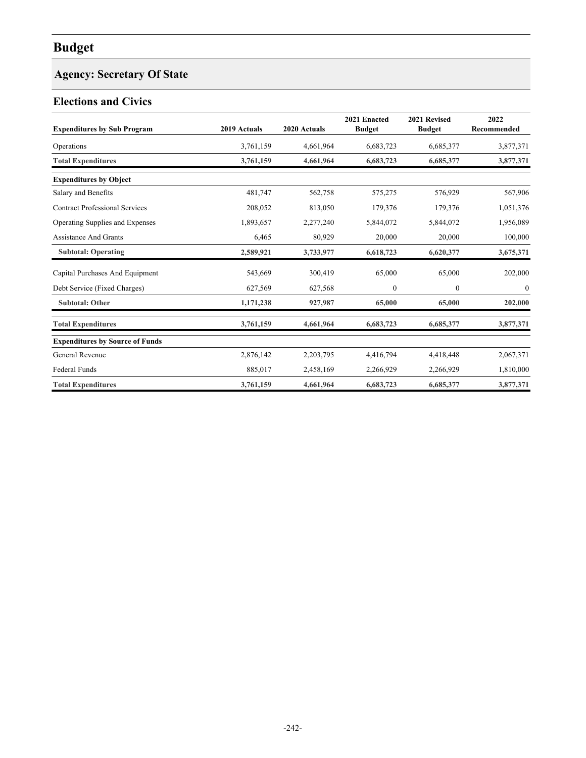# Budget

## Agency: Secretary Of State

### Elections and Civics

| Expenditures by Sub Program | 2019 Actuals | 2020 Actuals | 2021 Enacted Budget | 2021 Revised Budget | 2022 Recommended |
|---|---|---|---|---|---|
| Operations | 3,761,159 | 4,661,964 | 6,683,723 | 6,685,377 | 3,877,371 |
| **Total Expenditures** | **3,761,159** | **4,661,964** | **6,683,723** | **6,685,377** | **3,877,371** |
| **Expenditures by Object** | | | | | |
| Salary and Benefits | 481,747 | 562,758 | 575,275 | 576,929 | 567,906 |
| Contract Professional Services | 208,052 | 813,050 | 179,376 | 179,376 | 1,051,376 |
| Operating Supplies and Expenses | 1,893,657 | 2,277,240 | 5,844,072 | 5,844,072 | 1,956,089 |
| Assistance And Grants | 6,465 | 80,929 | 20,000 | 20,000 | 100,000 |
| **Subtotal: Operating** | **2,589,921** | **3,733,977** | **6,618,723** | **6,620,377** | **3,675,371** |
| Capital Purchases And Equipment | 543,669 | 300,419 | 65,000 | 65,000 | 202,000 |
| Debt Service (Fixed Charges) | 627,569 | 627,568 | 0 | 0 | 0 |
| **Subtotal: Other** | **1,171,238** | **927,987** | **65,000** | **65,000** | **202,000** |
| **Total Expenditures** | **3,761,159** | **4,661,964** | **6,683,723** | **6,685,377** | **3,877,371** |
| **Expenditures by Source of Funds** | | | | | |
| General Revenue | 2,876,142 | 2,203,795 | 4,416,794 | 4,418,448 | 2,067,371 |
| Federal Funds | 885,017 | 2,458,169 | 2,266,929 | 2,266,929 | 1,810,000 |
| **Total Expenditures** | **3,761,159** | **4,661,964** | **6,683,723** | **6,685,377** | **3,877,371** |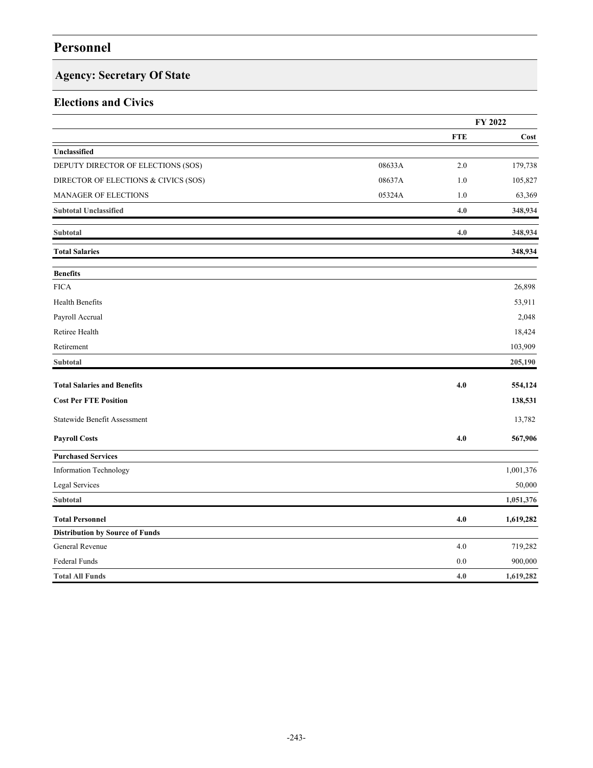# Personnel

## Agency: Secretary Of State

### Elections and Civics

| | | FY 2022 | |
|---|---|---|---|
| | | **FTE** | **Cost** |
| **Unclassified** | | | |
| DEPUTY DIRECTOR OF ELECTIONS (SOS) | 08633A | 2.0 | 179,738 |
| DIRECTOR OF ELECTIONS & CIVICS (SOS) | 08637A | 1.0 | 105,827 |
| MANAGER OF ELECTIONS | 05324A | 1.0 | 63,369 |
| **Subtotal Unclassified** | | **4.0** | **348,934** |
| **Subtotal** | | **4.0** | **348,934** |
| **Total Salaries** | | | **348,934** |
| **Benefits** | | | |
| FICA | | | 26,898 |
| Health Benefits | | | 53,911 |
| Payroll Accrual | | | 2,048 |
| Retiree Health | | | 18,424 |
| Retirement | | | 103,909 |
| **Subtotal** | | | **205,190** |
| **Total Salaries and Benefits** | | **4.0** | **554,124** |
| **Cost Per FTE Position** | | | **138,531** |
| Statewide Benefit Assessment | | | 13,782 |
| **Payroll Costs** | | **4.0** | **567,906** |
| **Purchased Services** | | | |
| Information Technology | | | 1,001,376 |
| Legal Services | | | 50,000 |
| **Subtotal** | | | **1,051,376** |
| **Total Personnel** | | **4.0** | **1,619,282** |
| **Distribution by Source of Funds** | | | |
| General Revenue | | 4.0 | 719,282 |
| Federal Funds | | 0.0 | 900,000 |
| **Total All Funds** | | **4.0** | **1,619,282** |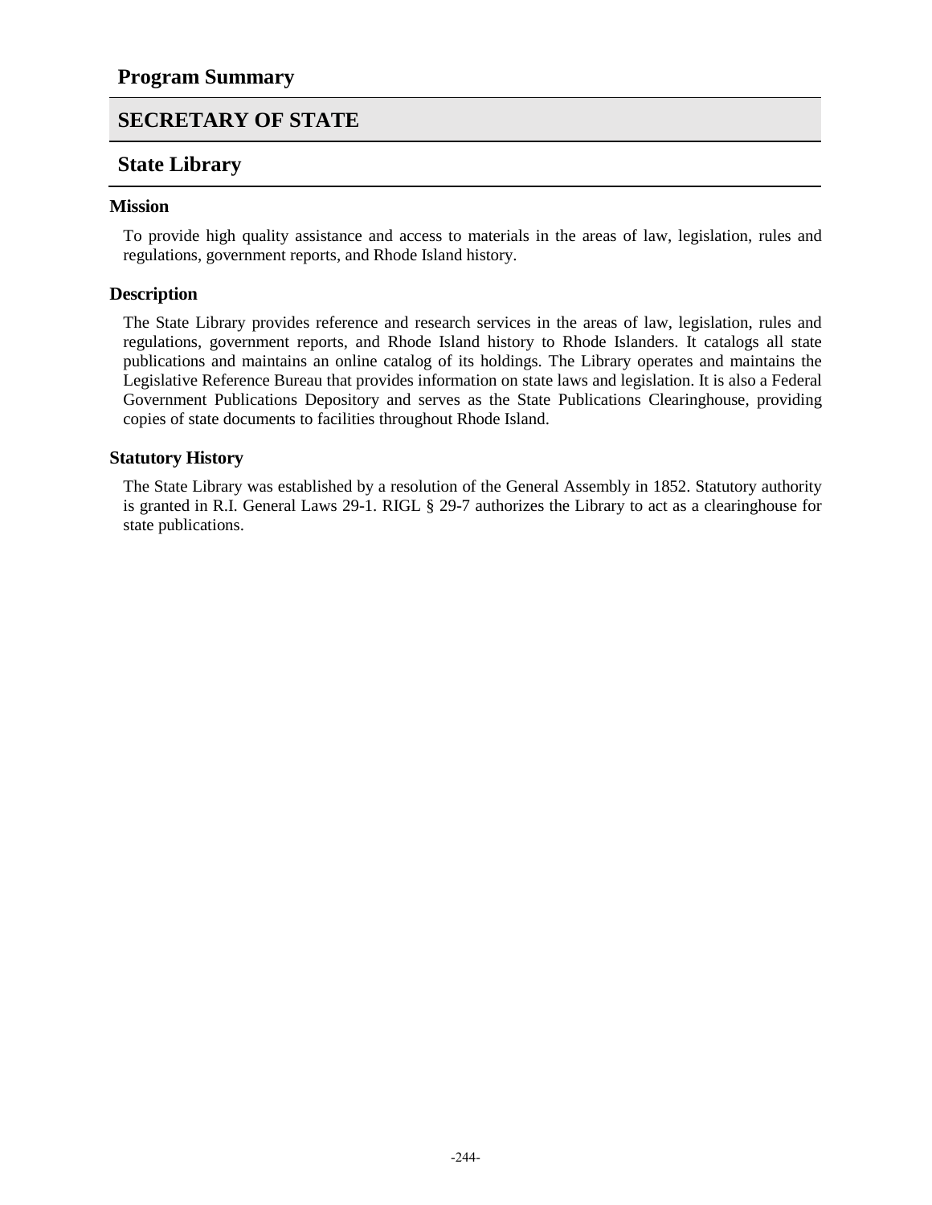## Program Summary

# SECRETARY OF STATE

## State Library

### Mission

To provide high quality assistance and access to materials in the areas of law, legislation, rules and regulations, government reports, and Rhode Island history.

### Description

The State Library provides reference and research services in the areas of law, legislation, rules and regulations, government reports, and Rhode Island history to Rhode Islanders. It catalogs all state publications and maintains an online catalog of its holdings. The Library operates and maintains the Legislative Reference Bureau that provides information on state laws and legislation. It is also a Federal Government Publications Depository and serves as the State Publications Clearinghouse, providing copies of state documents to facilities throughout Rhode Island.

### Statutory History

The State Library was established by a resolution of the General Assembly in 1852. Statutory authority is granted in R.I. General Laws 29-1. RIGL § 29-7 authorizes the Library to act as a clearinghouse for state publications.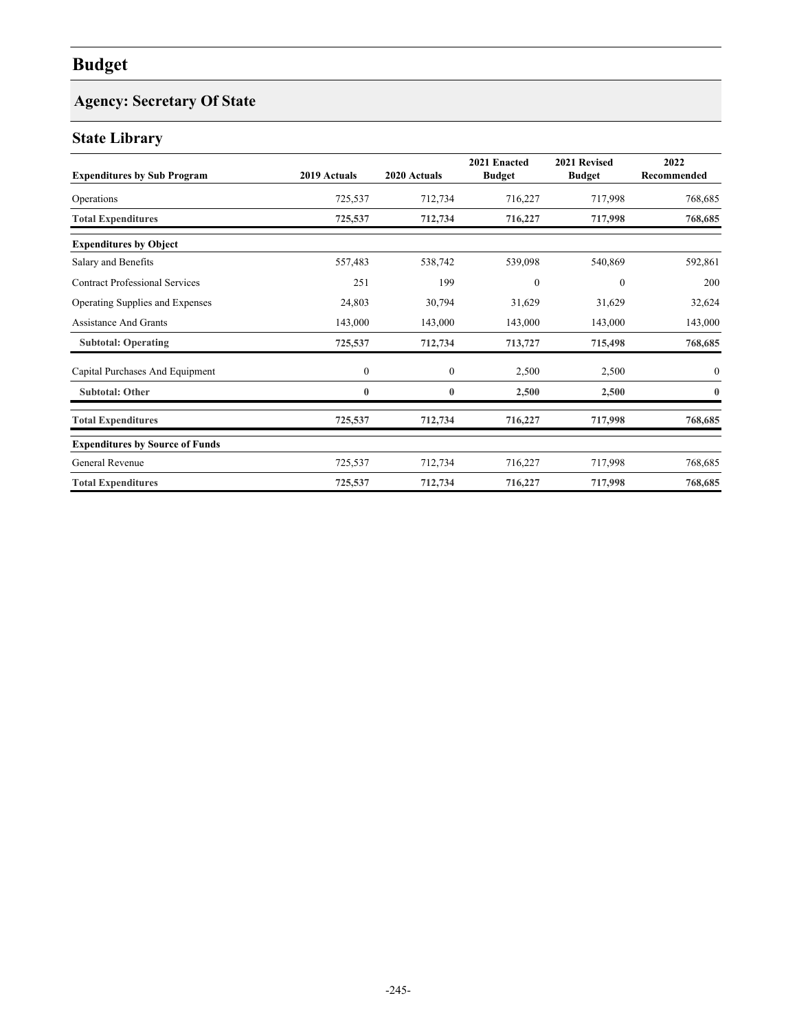# Budget

## Agency: Secretary Of State

### State Library

| Expenditures by Sub Program | 2019 Actuals | 2020 Actuals | 2021 Enacted Budget | 2021 Revised Budget | 2022 Recommended |
|---|---|---|---|---|---|
| Operations | 725,537 | 712,734 | 716,227 | 717,998 | 768,685 |
| **Total Expenditures** | **725,537** | **712,734** | **716,227** | **717,998** | **768,685** |
| **Expenditures by Object** | | | | | |
| Salary and Benefits | 557,483 | 538,742 | 539,098 | 540,869 | 592,861 |
| Contract Professional Services | 251 | 199 | 0 | 0 | 200 |
| Operating Supplies and Expenses | 24,803 | 30,794 | 31,629 | 31,629 | 32,624 |
| Assistance And Grants | 143,000 | 143,000 | 143,000 | 143,000 | 143,000 |
| **Subtotal: Operating** | **725,537** | **712,734** | **713,727** | **715,498** | **768,685** |
| Capital Purchases And Equipment | 0 | 0 | 2,500 | 2,500 | 0 |
| **Subtotal: Other** | **0** | **0** | **2,500** | **2,500** | **0** |
| **Total Expenditures** | **725,537** | **712,734** | **716,227** | **717,998** | **768,685** |
| **Expenditures by Source of Funds** | | | | | |
| General Revenue | 725,537 | 712,734 | 716,227 | 717,998 | 768,685 |
| **Total Expenditures** | **725,537** | **712,734** | **716,227** | **717,998** | **768,685** |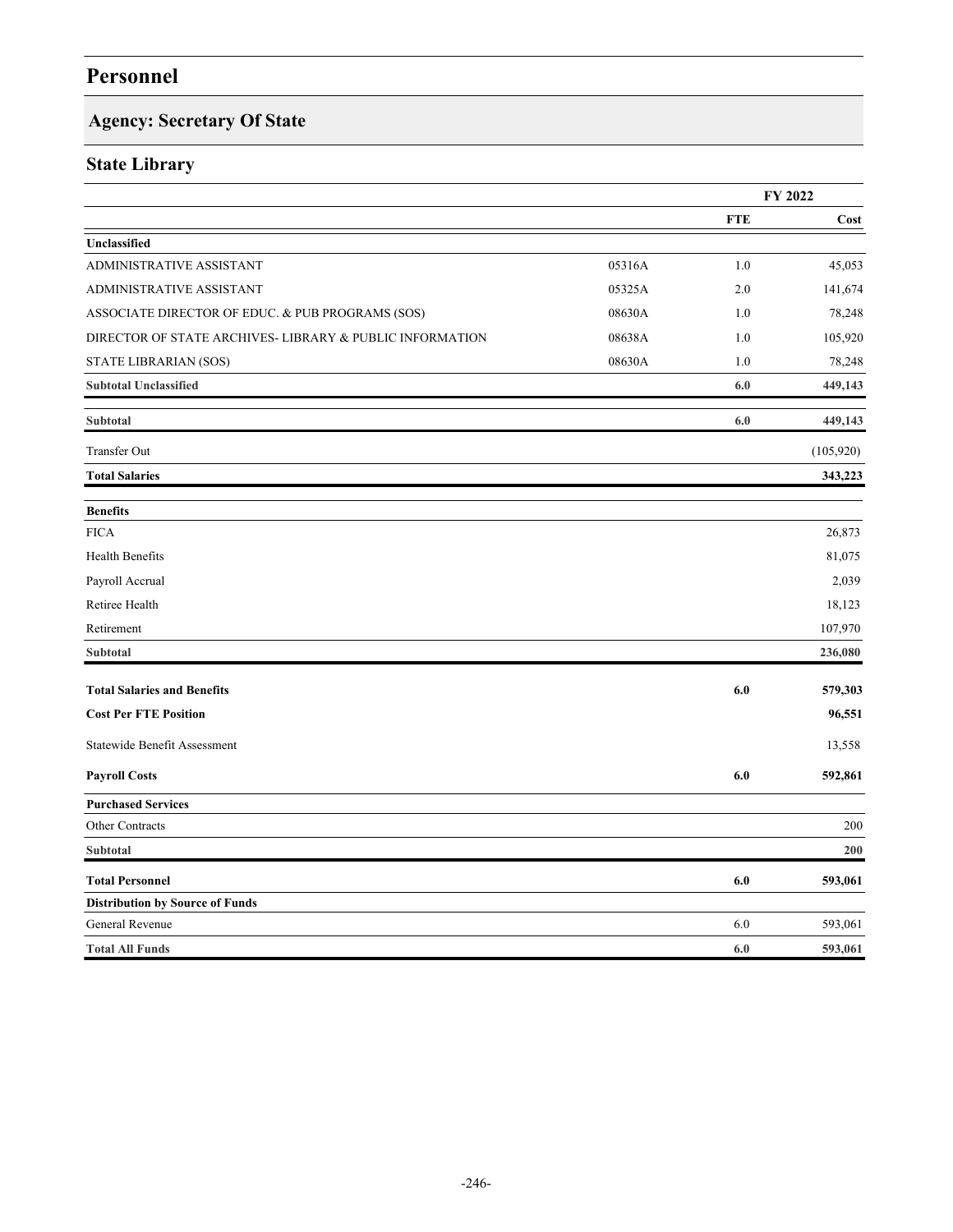# Personnel

## Agency: Secretary Of State

### State Library

| | | FY 2022 | |
|---|---|---|---|
| | | FTE | Cost |
| **Unclassified** | | | |
| ADMINISTRATIVE ASSISTANT | 05316A | 1.0 | 45,053 |
| ADMINISTRATIVE ASSISTANT | 05325A | 2.0 | 141,674 |
| ASSOCIATE DIRECTOR OF EDUC. & PUB PROGRAMS (SOS) | 08630A | 1.0 | 78,248 |
| DIRECTOR OF STATE ARCHIVES- LIBRARY & PUBLIC INFORMATION | 08638A | 1.0 | 105,920 |
| STATE LIBRARIAN (SOS) | 08630A | 1.0 | 78,248 |
| **Subtotal Unclassified** | | **6.0** | **449,143** |
| **Subtotal** | | **6.0** | **449,143** |
| Transfer Out | | | (105,920) |
| **Total Salaries** | | | **343,223** |
| **Benefits** | | | |
| FICA | | | 26,873 |
| Health Benefits | | | 81,075 |
| Payroll Accrual | | | 2,039 |
| Retiree Health | | | 18,123 |
| Retirement | | | 107,970 |
| **Subtotal** | | | **236,080** |
| **Total Salaries and Benefits** | | **6.0** | **579,303** |
| **Cost Per FTE Position** | | | **96,551** |
| Statewide Benefit Assessment | | | 13,558 |
| **Payroll Costs** | | **6.0** | **592,861** |
| **Purchased Services** | | | |
| Other Contracts | | | 200 |
| **Subtotal** | | | **200** |
| **Total Personnel** | | **6.0** | **593,061** |
| **Distribution by Source of Funds** | | | |
| General Revenue | | 6.0 | 593,061 |
| **Total All Funds** | | **6.0** | **593,061** |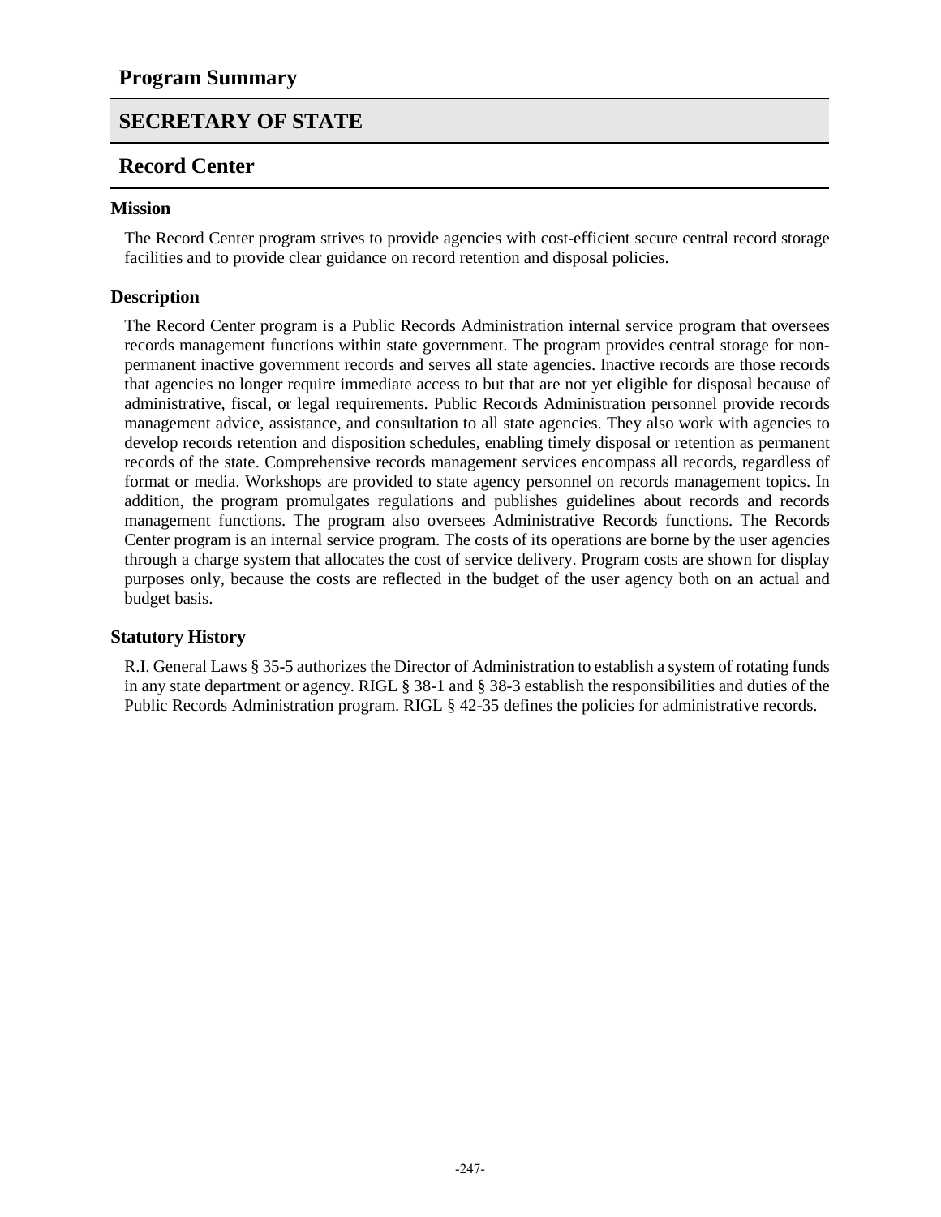# Program Summary

## SECRETARY OF STATE

## Record Center

### Mission

The Record Center program strives to provide agencies with cost-efficient secure central record storage facilities and to provide clear guidance on record retention and disposal policies.

### Description

The Record Center program is a Public Records Administration internal service program that oversees records management functions within state government. The program provides central storage for non-permanent inactive government records and serves all state agencies. Inactive records are those records that agencies no longer require immediate access to but that are not yet eligible for disposal because of administrative, fiscal, or legal requirements. Public Records Administration personnel provide records management advice, assistance, and consultation to all state agencies. They also work with agencies to develop records retention and disposition schedules, enabling timely disposal or retention as permanent records of the state. Comprehensive records management services encompass all records, regardless of format or media. Workshops are provided to state agency personnel on records management topics. In addition, the program promulgates regulations and publishes guidelines about records and records management functions. The program also oversees Administrative Records functions. The Records Center program is an internal service program. The costs of its operations are borne by the user agencies through a charge system that allocates the cost of service delivery. Program costs are shown for display purposes only, because the costs are reflected in the budget of the user agency both on an actual and budget basis.

### Statutory History

R.I. General Laws § 35-5 authorizes the Director of Administration to establish a system of rotating funds in any state department or agency. RIGL § 38-1 and § 38-3 establish the responsibilities and duties of the Public Records Administration program. RIGL § 42-35 defines the policies for administrative records.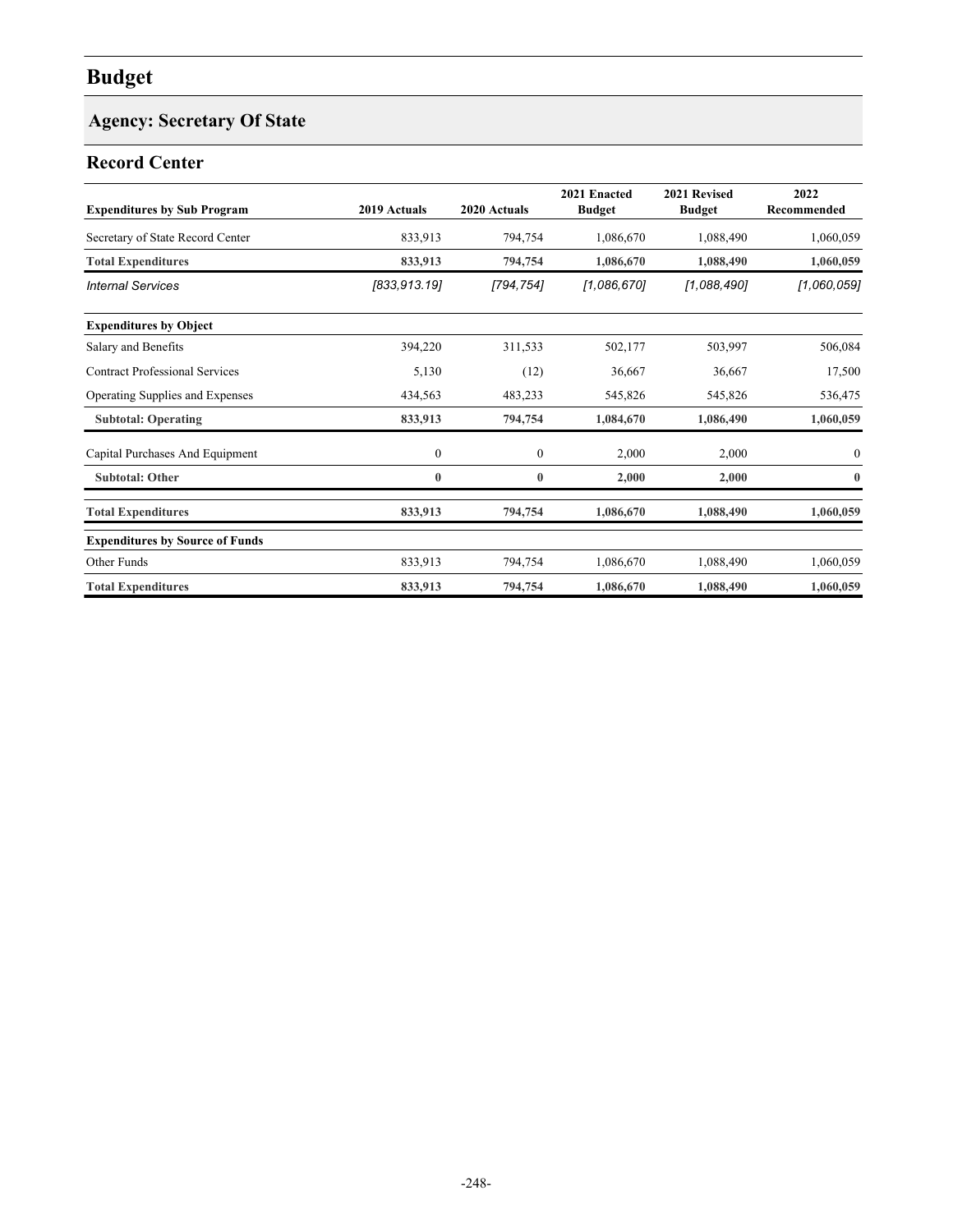# Budget

## Agency: Secretary Of State

### Record Center

| Expenditures by Sub Program | 2019 Actuals | 2020 Actuals | 2021 Enacted Budget | 2021 Revised Budget | 2022 Recommended |
|---|---|---|---|---|---|
| Secretary of State Record Center | 833,913 | 794,754 | 1,086,670 | 1,088,490 | 1,060,059 |
| **Total Expenditures** | **833,913** | **794,754** | **1,086,670** | **1,088,490** | **1,060,059** |
| *Internal Services* | *[833,913.19]* | *[794,754]* | *[1,086,670]* | *[1,088,490]* | *[1,060,059]* |

| Expenditures by Object | 2019 Actuals | 2020 Actuals | 2021 Enacted Budget | 2021 Revised Budget | 2022 Recommended |
|---|---|---|---|---|---|
| Salary and Benefits | 394,220 | 311,533 | 502,177 | 503,997 | 506,084 |
| Contract Professional Services | 5,130 | (12) | 36,667 | 36,667 | 17,500 |
| Operating Supplies and Expenses | 434,563 | 483,233 | 545,826 | 545,826 | 536,475 |
| **Subtotal: Operating** | **833,913** | **794,754** | **1,084,670** | **1,086,490** | **1,060,059** |
| Capital Purchases And Equipment | 0 | 0 | 2,000 | 2,000 | 0 |
| **Subtotal: Other** | **0** | **0** | **2,000** | **2,000** | **0** |
| **Total Expenditures** | **833,913** | **794,754** | **1,086,670** | **1,088,490** | **1,060,059** |

| Expenditures by Source of Funds | 2019 Actuals | 2020 Actuals | 2021 Enacted Budget | 2021 Revised Budget | 2022 Recommended |
|---|---|---|---|---|---|
| Other Funds | 833,913 | 794,754 | 1,086,670 | 1,088,490 | 1,060,059 |
| **Total Expenditures** | **833,913** | **794,754** | **1,086,670** | **1,088,490** | **1,060,059** |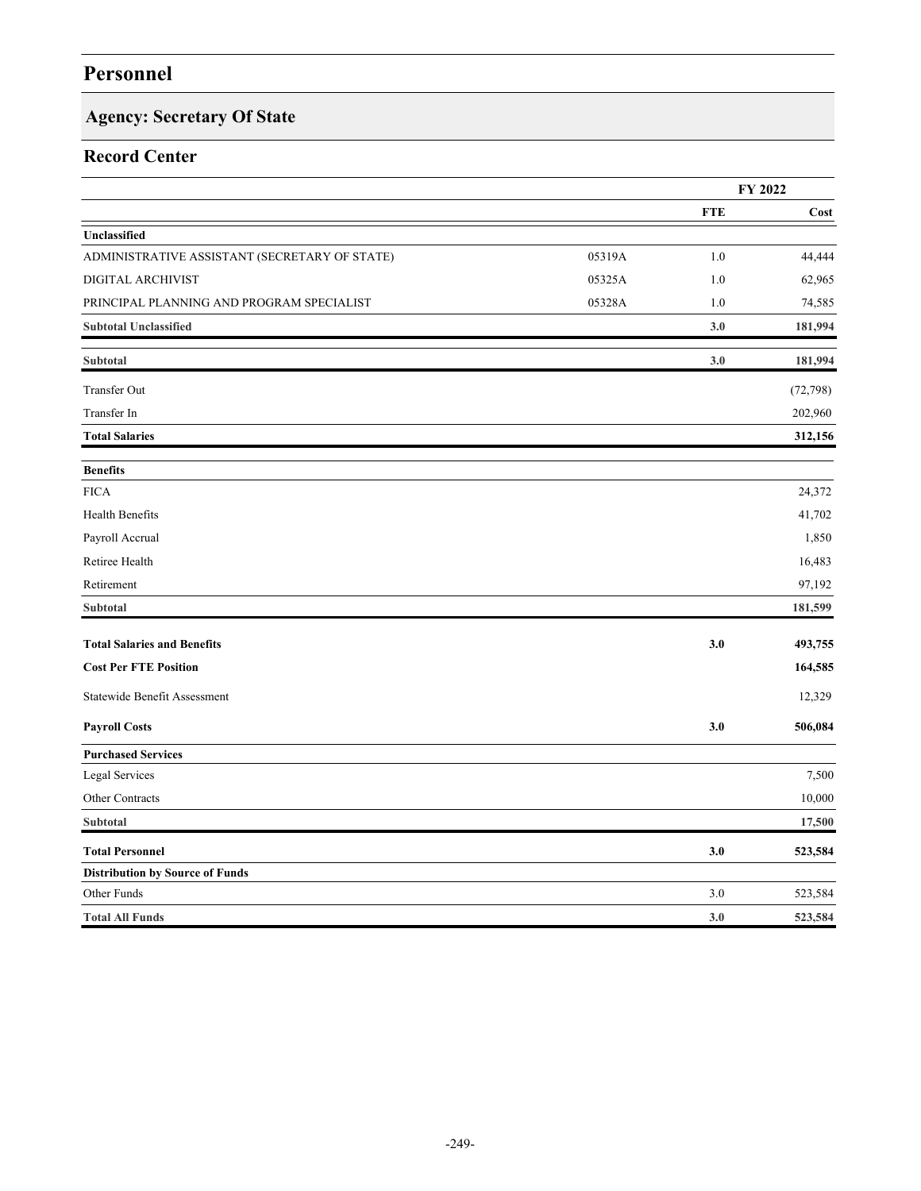# Personnel

## Agency: Secretary Of State

## Record Center

| | | FY 2022 | |
|---|---|---|---|
| | | FTE | Cost |
| **Unclassified** | | | |
| ADMINISTRATIVE ASSISTANT (SECRETARY OF STATE) | 05319A | 1.0 | 44,444 |
| DIGITAL ARCHIVIST | 05325A | 1.0 | 62,965 |
| PRINCIPAL PLANNING AND PROGRAM SPECIALIST | 05328A | 1.0 | 74,585 |
| **Subtotal Unclassified** | | **3.0** | **181,994** |
| **Subtotal** | | **3.0** | **181,994** |
| Transfer Out | | | (72,798) |
| Transfer In | | | 202,960 |
| **Total Salaries** | | | **312,156** |
| **Benefits** | | | |
| FICA | | | 24,372 |
| Health Benefits | | | 41,702 |
| Payroll Accrual | | | 1,850 |
| Retiree Health | | | 16,483 |
| Retirement | | | 97,192 |
| **Subtotal** | | | **181,599** |
| **Total Salaries and Benefits** | | **3.0** | **493,755** |
| **Cost Per FTE Position** | | | **164,585** |
| Statewide Benefit Assessment | | | 12,329 |
| **Payroll Costs** | | **3.0** | **506,084** |
| **Purchased Services** | | | |
| Legal Services | | | 7,500 |
| Other Contracts | | | 10,000 |
| **Subtotal** | | | **17,500** |
| **Total Personnel** | | **3.0** | **523,584** |
| **Distribution by Source of Funds** | | | |
| Other Funds | | 3.0 | 523,584 |
| **Total All Funds** | | **3.0** | **523,584** |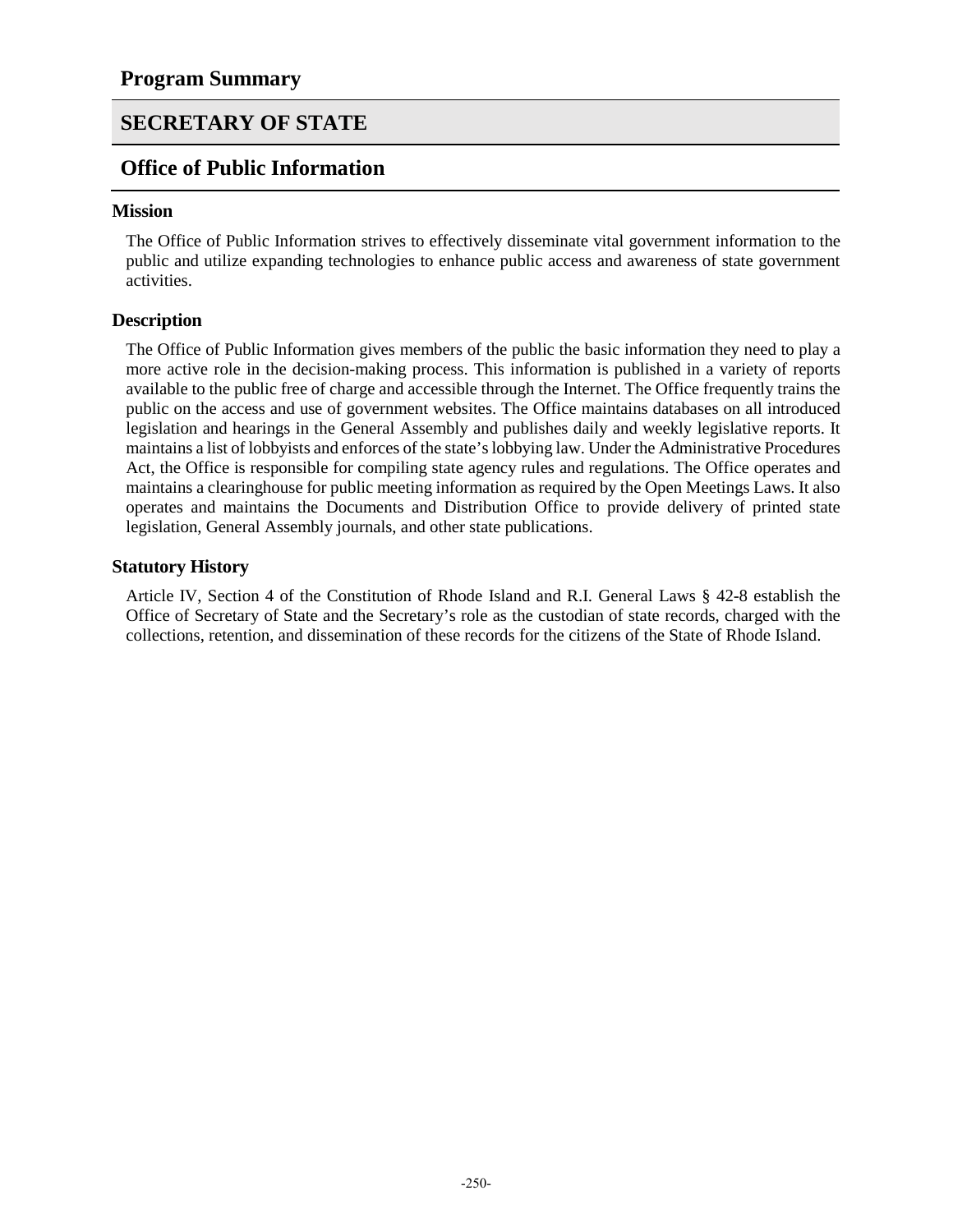## Program Summary

# SECRETARY OF STATE

## Office of Public Information

### Mission

The Office of Public Information strives to effectively disseminate vital government information to the public and utilize expanding technologies to enhance public access and awareness of state government activities.

### Description

The Office of Public Information gives members of the public the basic information they need to play a more active role in the decision-making process. This information is published in a variety of reports available to the public free of charge and accessible through the Internet. The Office frequently trains the public on the access and use of government websites. The Office maintains databases on all introduced legislation and hearings in the General Assembly and publishes daily and weekly legislative reports. It maintains a list of lobbyists and enforces of the state's lobbying law. Under the Administrative Procedures Act, the Office is responsible for compiling state agency rules and regulations. The Office operates and maintains a clearinghouse for public meeting information as required by the Open Meetings Laws. It also operates and maintains the Documents and Distribution Office to provide delivery of printed state legislation, General Assembly journals, and other state publications.

### Statutory History

Article IV, Section 4 of the Constitution of Rhode Island and R.I. General Laws § 42-8 establish the Office of Secretary of State and the Secretary's role as the custodian of state records, charged with the collections, retention, and dissemination of these records for the citizens of the State of Rhode Island.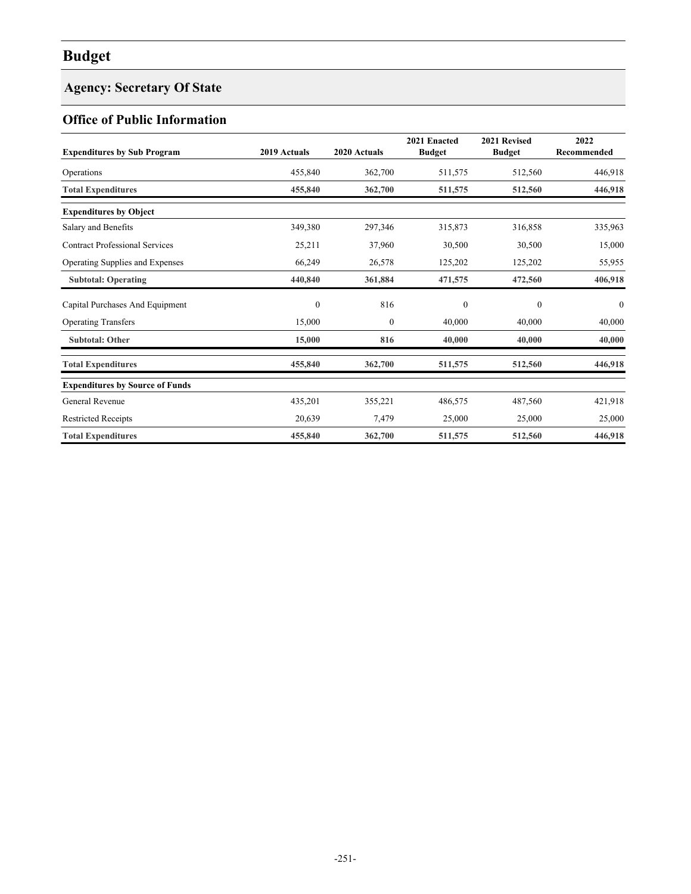# Budget

## Agency: Secretary Of State

### Office of Public Information

| Expenditures by Sub Program | 2019 Actuals | 2020 Actuals | 2021 Enacted Budget | 2021 Revised Budget | 2022 Recommended |
|---|---|---|---|---|---|
| Operations | 455,840 | 362,700 | 511,575 | 512,560 | 446,918 |
| **Total Expenditures** | **455,840** | **362,700** | **511,575** | **512,560** | **446,918** |
| **Expenditures by Object** | | | | | |
| Salary and Benefits | 349,380 | 297,346 | 315,873 | 316,858 | 335,963 |
| Contract Professional Services | 25,211 | 37,960 | 30,500 | 30,500 | 15,000 |
| Operating Supplies and Expenses | 66,249 | 26,578 | 125,202 | 125,202 | 55,955 |
| **Subtotal: Operating** | **440,840** | **361,884** | **471,575** | **472,560** | **406,918** |
| Capital Purchases And Equipment | 0 | 816 | 0 | 0 | 0 |
| Operating Transfers | 15,000 | 0 | 40,000 | 40,000 | 40,000 |
| **Subtotal: Other** | **15,000** | **816** | **40,000** | **40,000** | **40,000** |
| **Total Expenditures** | **455,840** | **362,700** | **511,575** | **512,560** | **446,918** |
| **Expenditures by Source of Funds** | | | | | |
| General Revenue | 435,201 | 355,221 | 486,575 | 487,560 | 421,918 |
| Restricted Receipts | 20,639 | 7,479 | 25,000 | 25,000 | 25,000 |
| **Total Expenditures** | **455,840** | **362,700** | **511,575** | **512,560** | **446,918** |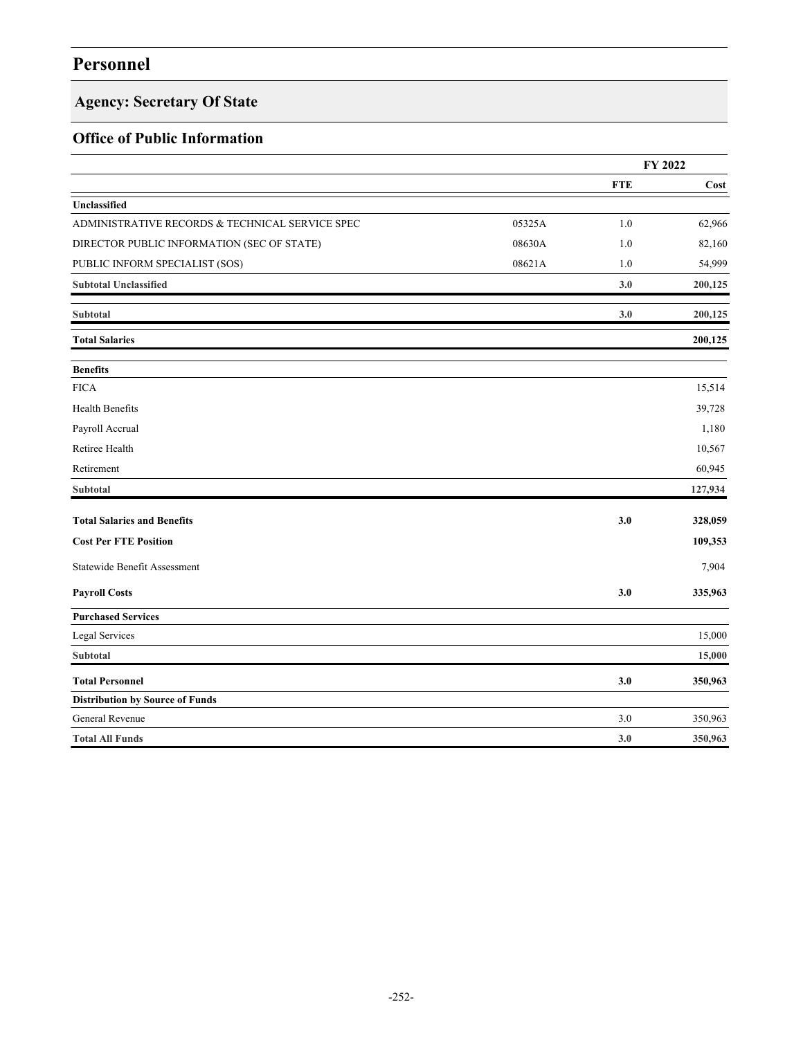# Personnel

## Agency: Secretary Of State

### Office of Public Information

| | | FY 2022 | |
|---|---|---|---|
| | | **FTE** | **Cost** |
| **Unclassified** | | | |
| ADMINISTRATIVE RECORDS & TECHNICAL SERVICE SPEC | 05325A | 1.0 | 62,966 |
| DIRECTOR PUBLIC INFORMATION (SEC OF STATE) | 08630A | 1.0 | 82,160 |
| PUBLIC INFORM SPECIALIST (SOS) | 08621A | 1.0 | 54,999 |
| **Subtotal Unclassified** | | **3.0** | **200,125** |
| **Subtotal** | | **3.0** | **200,125** |
| **Total Salaries** | | | **200,125** |
| **Benefits** | | | |
| FICA | | | 15,514 |
| Health Benefits | | | 39,728 |
| Payroll Accrual | | | 1,180 |
| Retiree Health | | | 10,567 |
| Retirement | | | 60,945 |
| **Subtotal** | | | **127,934** |
| **Total Salaries and Benefits** | | **3.0** | **328,059** |
| **Cost Per FTE Position** | | | **109,353** |
| Statewide Benefit Assessment | | | 7,904 |
| **Payroll Costs** | | **3.0** | **335,963** |
| **Purchased Services** | | | |
| Legal Services | | | 15,000 |
| **Subtotal** | | | **15,000** |
| **Total Personnel** | | **3.0** | **350,963** |
| **Distribution by Source of Funds** | | | |
| General Revenue | | 3.0 | 350,963 |
| **Total All Funds** | | **3.0** | **350,963** |